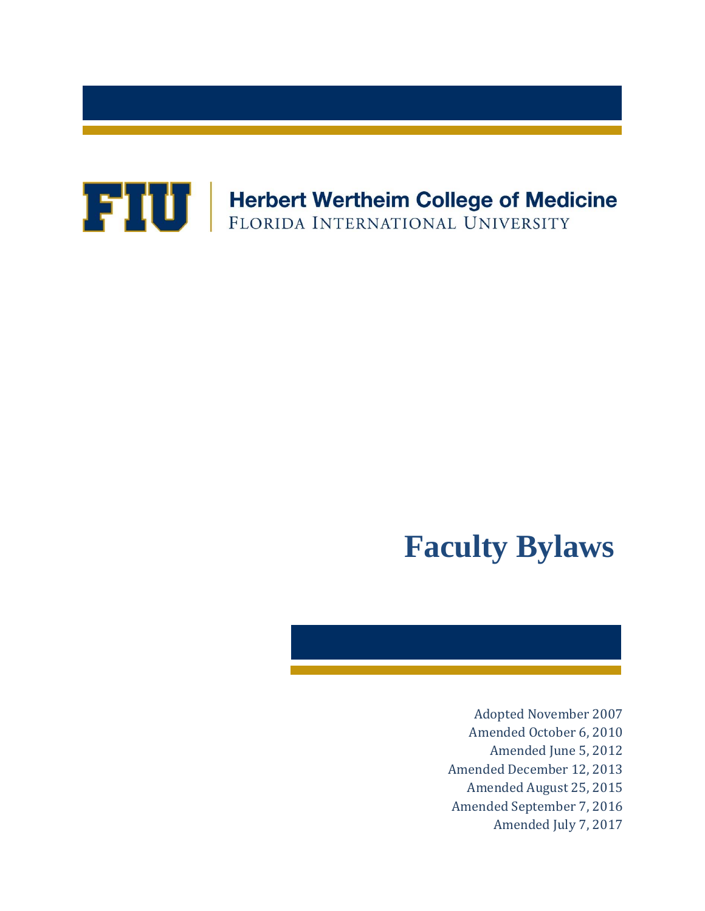FIU | Herbert Wertheim College of Medicine
FLORIDA INTERNATIONAL UNIVERSITY

# Faculty Bylaws

Adopted November 2007
Amended October 6, 2010
Amended June 5, 2012
Amended December 12, 2013
Amended August 25, 2015
Amended September 7, 2016
Amended July 7, 2017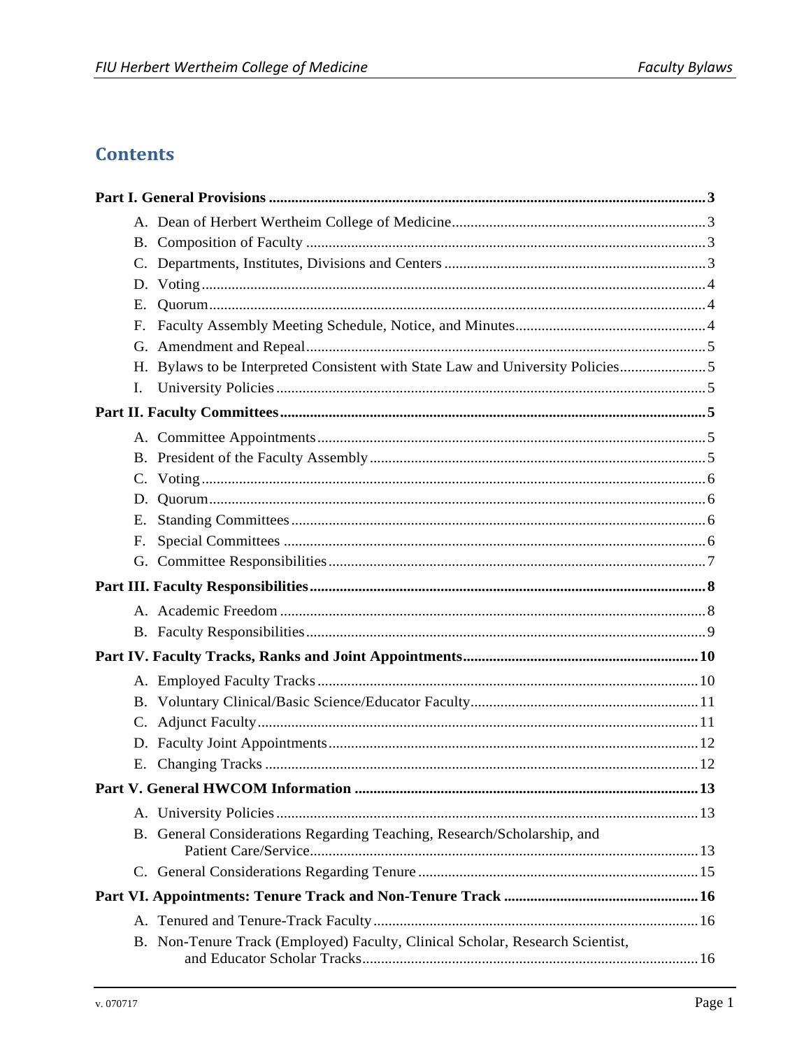## Contents

**Part I. General Provisions ........................................................................................................ 3**

- A. Dean of Herbert Wertheim College of Medicine ........................................................ 3
- B. Composition of Faculty .............................................................................................. 3
- C. Departments, Institutes, Divisions and Centers ......................................................... 3
- D. Voting ......................................................................................................................... 4
- E. Quorum ....................................................................................................................... 4
- F. Faculty Assembly Meeting Schedule, Notice, and Minutes ....................................... 4
- G. Amendment and Repeal .............................................................................................. 5
- H. Bylaws to be Interpreted Consistent with State Law and University Policies ............ 5
- I. University Policies ....................................................................................................... 5

**Part II. Faculty Committees ...................................................................................................... 5**

- A. Committee Appointments ............................................................................................ 5
- B. President of the Faculty Assembly .............................................................................. 5
- C. Voting ......................................................................................................................... 6
- D. Quorum ....................................................................................................................... 6
- E. Standing Committees .................................................................................................. 6
- F. Special Committees .................................................................................................... 6
- G. Committee Responsibilities ........................................................................................ 7

**Part III. Faculty Responsibilities .............................................................................................. 8**

- A. Academic Freedom ..................................................................................................... 8
- B. Faculty Responsibilities .............................................................................................. 9

**Part IV. Faculty Tracks, Ranks and Joint Appointments ........................................................ 10**

- A. Employed Faculty Tracks .......................................................................................... 10
- B. Voluntary Clinical/Basic Science/Educator Faculty ................................................. 11
- C. Adjunct Faculty ......................................................................................................... 11
- D. Faculty Joint Appointments ....................................................................................... 12
- E. Changing Tracks ........................................................................................................ 12

**Part V. General HWCOM Information .................................................................................. 13**

- A. University Policies .................................................................................................... 13
- B. General Considerations Regarding Teaching, Research/Scholarship, and Patient Care/Service ........................................................................................................... 13
- C. General Considerations Regarding Tenure ............................................................... 15

**Part VI. Appointments: Tenure Track and Non-Tenure Track ................................................ 16**

- A. Tenured and Tenure-Track Faculty ........................................................................... 16
- B. Non-Tenure Track (Employed) Faculty, Clinical Scholar, Research Scientist, and Educator Scholar Tracks ......................................................................................... 16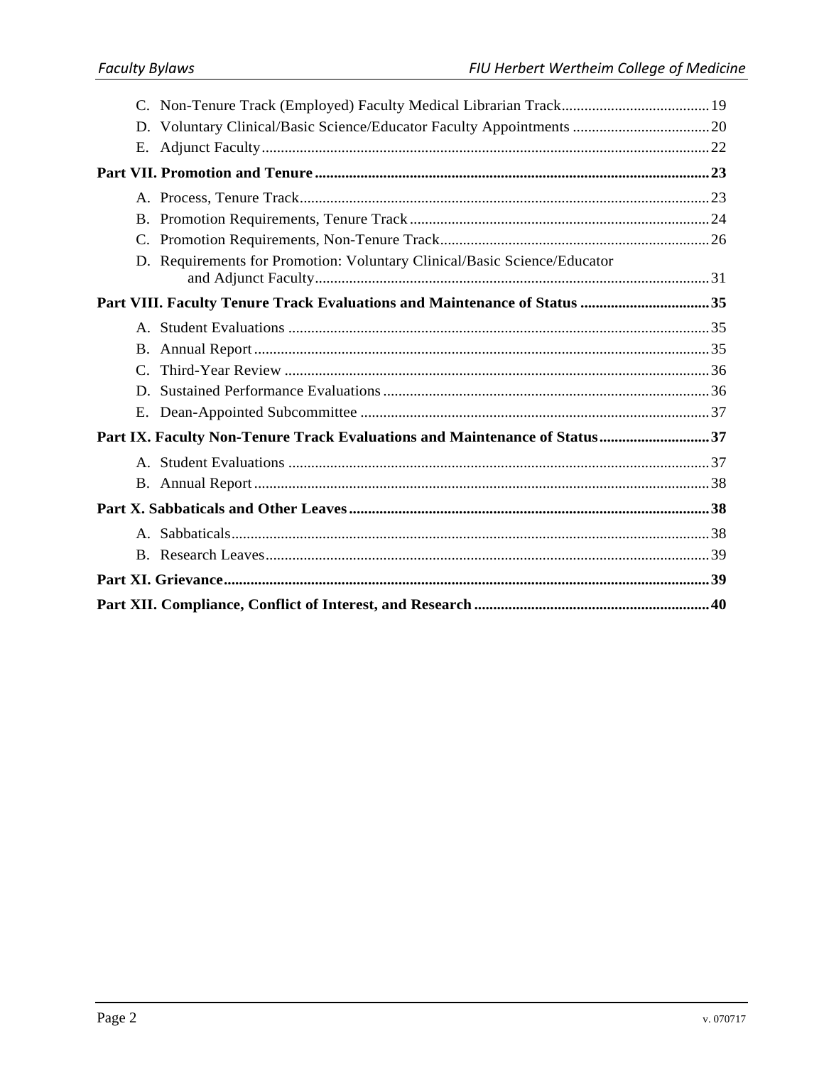C. Non-Tenure Track (Employed) Faculty Medical Librarian Track....................................... 19
D. Voluntary Clinical/Basic Science/Educator Faculty Appointments .................................... 20
E. Adjunct Faculty..................................................................................................................... 22

**Part VII. Promotion and Tenure ....................................................................................................... 23**

A. Process, Tenure Track........................................................................................................... 23
B. Promotion Requirements, Tenure Track .............................................................................. 24
C. Promotion Requirements, Non-Tenure Track...................................................................... 26
D. Requirements for Promotion: Voluntary Clinical/Basic Science/Educator and Adjunct Faculty........................................................................................................ 31

**Part VIII. Faculty Tenure Track Evaluations and Maintenance of Status .................................. 35**

A. Student Evaluations .............................................................................................................. 35
B. Annual Report ....................................................................................................................... 35
C. Third-Year Review ............................................................................................................... 36
D. Sustained Performance Evaluations ..................................................................................... 36
E. Dean-Appointed Subcommittee ........................................................................................... 37

**Part IX. Faculty Non-Tenure Track Evaluations and Maintenance of Status............................. 37**

A. Student Evaluations .............................................................................................................. 37
B. Annual Report ....................................................................................................................... 38

**Part X. Sabbaticals and Other Leaves .............................................................................................. 38**

A. Sabbaticals............................................................................................................................. 38
B. Research Leaves .................................................................................................................... 39

**Part XI. Grievance............................................................................................................................... 39**

**Part XII. Compliance, Conflict of Interest, and Research ............................................................. 40**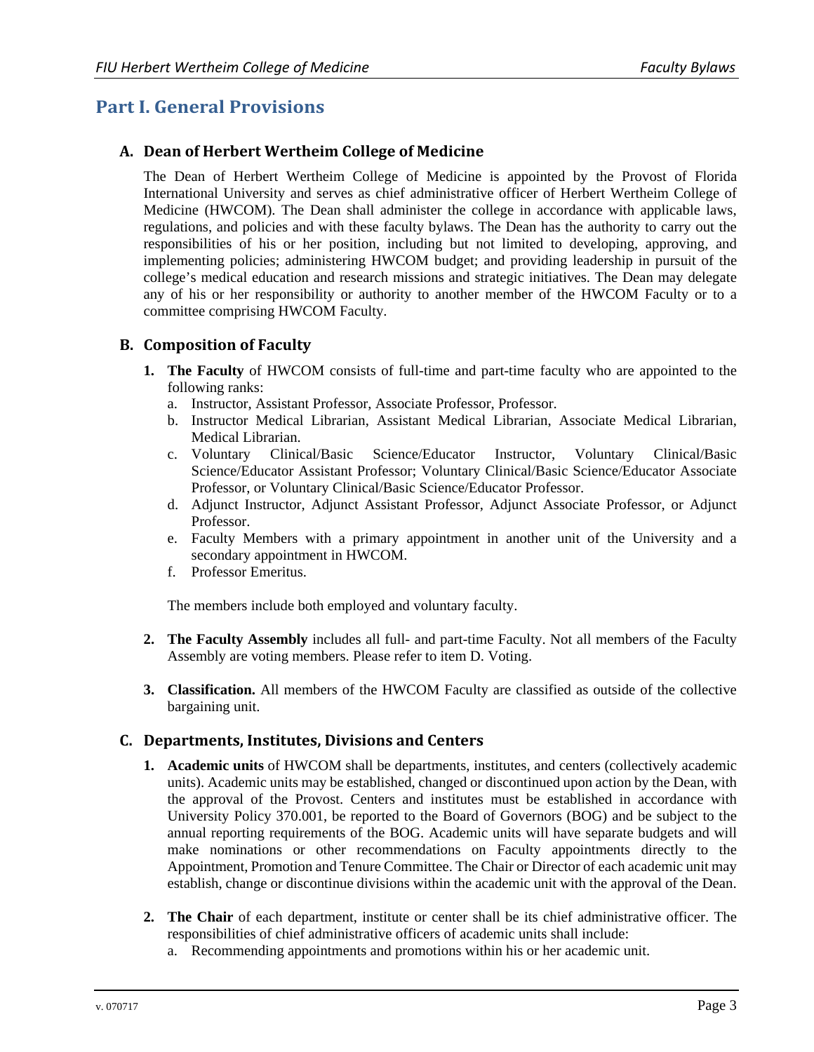# Part I. General Provisions

## A. Dean of Herbert Wertheim College of Medicine

The Dean of Herbert Wertheim College of Medicine is appointed by the Provost of Florida International University and serves as chief administrative officer of Herbert Wertheim College of Medicine (HWCOM). The Dean shall administer the college in accordance with applicable laws, regulations, and policies and with these faculty bylaws. The Dean has the authority to carry out the responsibilities of his or her position, including but not limited to developing, approving, and implementing policies; administering HWCOM budget; and providing leadership in pursuit of the college's medical education and research missions and strategic initiatives. The Dean may delegate any of his or her responsibility or authority to another member of the HWCOM Faculty or to a committee comprising HWCOM Faculty.

## B. Composition of Faculty

1. **The Faculty** of HWCOM consists of full-time and part-time faculty who are appointed to the following ranks:
   a. Instructor, Assistant Professor, Associate Professor, Professor.
   b. Instructor Medical Librarian, Assistant Medical Librarian, Associate Medical Librarian, Medical Librarian.
   c. Voluntary Clinical/Basic Science/Educator Instructor, Voluntary Clinical/Basic Science/Educator Assistant Professor; Voluntary Clinical/Basic Science/Educator Associate Professor, or Voluntary Clinical/Basic Science/Educator Professor.
   d. Adjunct Instructor, Adjunct Assistant Professor, Adjunct Associate Professor, or Adjunct Professor.
   e. Faculty Members with a primary appointment in another unit of the University and a secondary appointment in HWCOM.
   f. Professor Emeritus.

   The members include both employed and voluntary faculty.

2. **The Faculty Assembly** includes all full- and part-time Faculty. Not all members of the Faculty Assembly are voting members. Please refer to item D. Voting.

3. **Classification.** All members of the HWCOM Faculty are classified as outside of the collective bargaining unit.

## C. Departments, Institutes, Divisions and Centers

1. **Academic units** of HWCOM shall be departments, institutes, and centers (collectively academic units). Academic units may be established, changed or discontinued upon action by the Dean, with the approval of the Provost. Centers and institutes must be established in accordance with University Policy 370.001, be reported to the Board of Governors (BOG) and be subject to the annual reporting requirements of the BOG. Academic units will have separate budgets and will make nominations or other recommendations on Faculty appointments directly to the Appointment, Promotion and Tenure Committee. The Chair or Director of each academic unit may establish, change or discontinue divisions within the academic unit with the approval of the Dean.

2. **The Chair** of each department, institute or center shall be its chief administrative officer. The responsibilities of chief administrative officers of academic units shall include:
   a. Recommending appointments and promotions within his or her academic unit.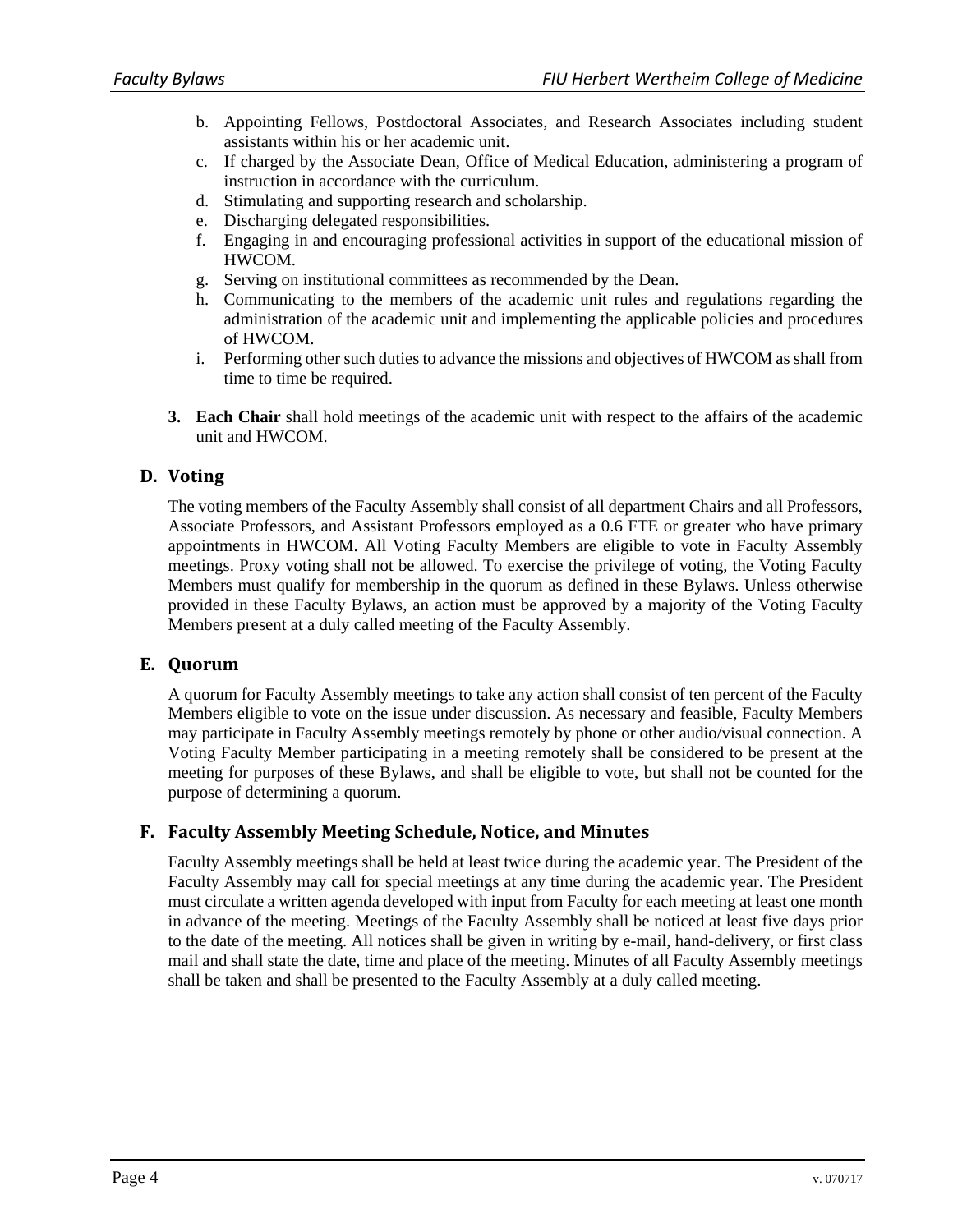b. Appointing Fellows, Postdoctoral Associates, and Research Associates including student assistants within his or her academic unit.
c. If charged by the Associate Dean, Office of Medical Education, administering a program of instruction in accordance with the curriculum.
d. Stimulating and supporting research and scholarship.
e. Discharging delegated responsibilities.
f. Engaging in and encouraging professional activities in support of the educational mission of HWCOM.
g. Serving on institutional committees as recommended by the Dean.
h. Communicating to the members of the academic unit rules and regulations regarding the administration of the academic unit and implementing the applicable policies and procedures of HWCOM.
i. Performing other such duties to advance the missions and objectives of HWCOM as shall from time to time be required.

3. **Each Chair** shall hold meetings of the academic unit with respect to the affairs of the academic unit and HWCOM.

## D. Voting

The voting members of the Faculty Assembly shall consist of all department Chairs and all Professors, Associate Professors, and Assistant Professors employed as a 0.6 FTE or greater who have primary appointments in HWCOM. All Voting Faculty Members are eligible to vote in Faculty Assembly meetings. Proxy voting shall not be allowed. To exercise the privilege of voting, the Voting Faculty Members must qualify for membership in the quorum as defined in these Bylaws. Unless otherwise provided in these Faculty Bylaws, an action must be approved by a majority of the Voting Faculty Members present at a duly called meeting of the Faculty Assembly.

## E. Quorum

A quorum for Faculty Assembly meetings to take any action shall consist of ten percent of the Faculty Members eligible to vote on the issue under discussion. As necessary and feasible, Faculty Members may participate in Faculty Assembly meetings remotely by phone or other audio/visual connection. A Voting Faculty Member participating in a meeting remotely shall be considered to be present at the meeting for purposes of these Bylaws, and shall be eligible to vote, but shall not be counted for the purpose of determining a quorum.

## F. Faculty Assembly Meeting Schedule, Notice, and Minutes

Faculty Assembly meetings shall be held at least twice during the academic year. The President of the Faculty Assembly may call for special meetings at any time during the academic year. The President must circulate a written agenda developed with input from Faculty for each meeting at least one month in advance of the meeting. Meetings of the Faculty Assembly shall be noticed at least five days prior to the date of the meeting. All notices shall be given in writing by e-mail, hand-delivery, or first class mail and shall state the date, time and place of the meeting. Minutes of all Faculty Assembly meetings shall be taken and shall be presented to the Faculty Assembly at a duly called meeting.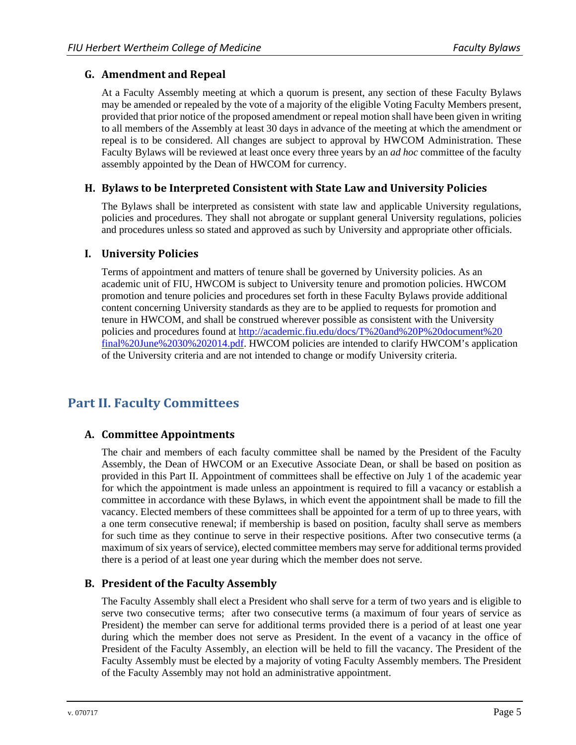### G. Amendment and Repeal

At a Faculty Assembly meeting at which a quorum is present, any section of these Faculty Bylaws may be amended or repealed by the vote of a majority of the eligible Voting Faculty Members present, provided that prior notice of the proposed amendment or repeal motion shall have been given in writing to all members of the Assembly at least 30 days in advance of the meeting at which the amendment or repeal is to be considered. All changes are subject to approval by HWCOM Administration. These Faculty Bylaws will be reviewed at least once every three years by an *ad hoc* committee of the faculty assembly appointed by the Dean of HWCOM for currency.

### H. Bylaws to be Interpreted Consistent with State Law and University Policies

The Bylaws shall be interpreted as consistent with state law and applicable University regulations, policies and procedures. They shall not abrogate or supplant general University regulations, policies and procedures unless so stated and approved as such by University and appropriate other officials.

### I. University Policies

Terms of appointment and matters of tenure shall be governed by University policies. As an academic unit of FIU, HWCOM is subject to University tenure and promotion policies. HWCOM promotion and tenure policies and procedures set forth in these Faculty Bylaws provide additional content concerning University standards as they are to be applied to requests for promotion and tenure in HWCOM, and shall be construed wherever possible as consistent with the University policies and procedures found at [http://academic.fiu.edu/docs/T%20and%20P%20document%20final%20June%2030%202014.pdf](http://academic.fiu.edu/docs/T%20and%20P%20document%20final%20June%2030%202014.pdf). HWCOM policies are intended to clarify HWCOM's application of the University criteria and are not intended to change or modify University criteria.

## Part II. Faculty Committees

### A. Committee Appointments

The chair and members of each faculty committee shall be named by the President of the Faculty Assembly, the Dean of HWCOM or an Executive Associate Dean, or shall be based on position as provided in this Part II. Appointment of committees shall be effective on July 1 of the academic year for which the appointment is made unless an appointment is required to fill a vacancy or establish a committee in accordance with these Bylaws, in which event the appointment shall be made to fill the vacancy. Elected members of these committees shall be appointed for a term of up to three years, with a one term consecutive renewal; if membership is based on position, faculty shall serve as members for such time as they continue to serve in their respective positions. After two consecutive terms (a maximum of six years of service), elected committee members may serve for additional terms provided there is a period of at least one year during which the member does not serve.

### B. President of the Faculty Assembly

The Faculty Assembly shall elect a President who shall serve for a term of two years and is eligible to serve two consecutive terms; after two consecutive terms (a maximum of four years of service as President) the member can serve for additional terms provided there is a period of at least one year during which the member does not serve as President. In the event of a vacancy in the office of President of the Faculty Assembly, an election will be held to fill the vacancy. The President of the Faculty Assembly must be elected by a majority of voting Faculty Assembly members. The President of the Faculty Assembly may not hold an administrative appointment.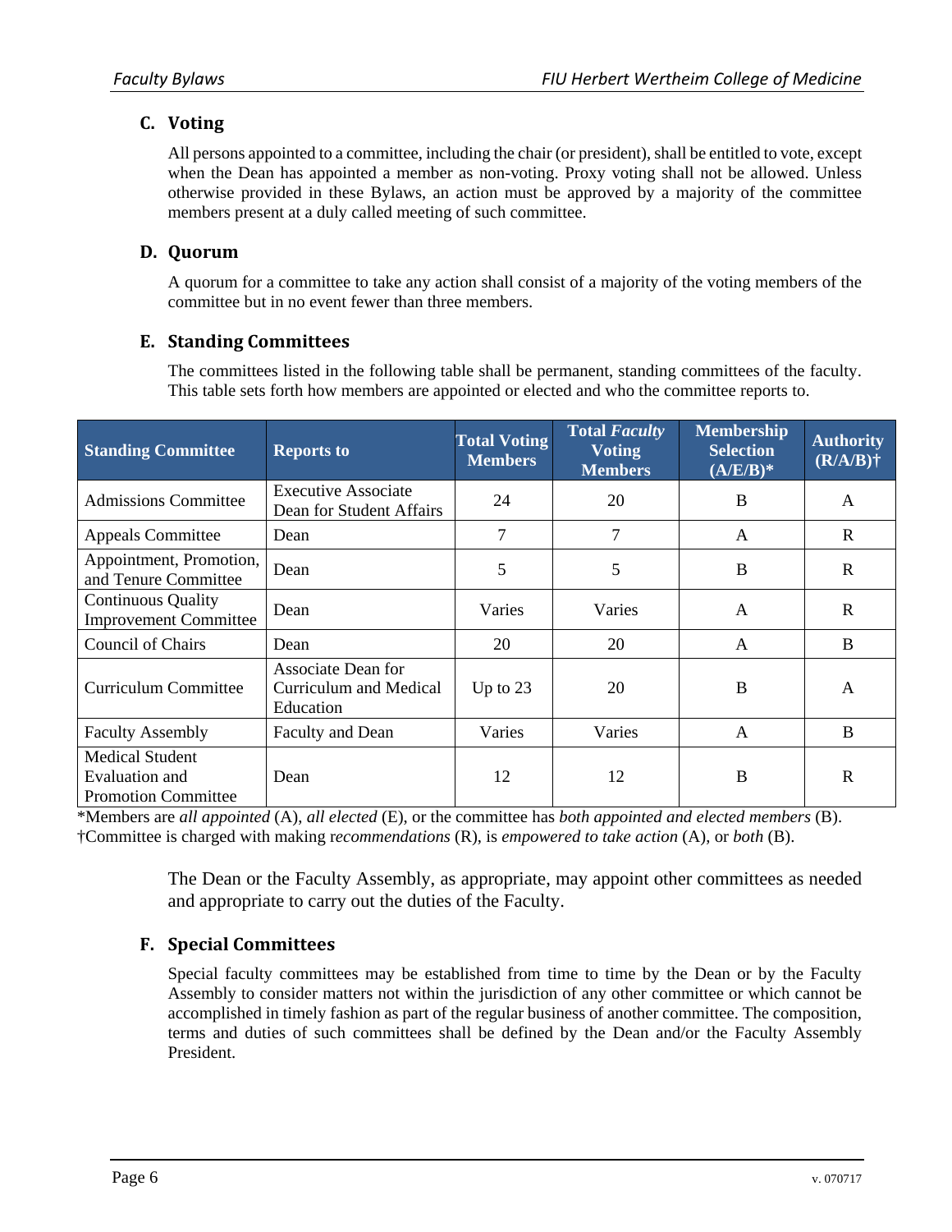### C. Voting

All persons appointed to a committee, including the chair (or president), shall be entitled to vote, except when the Dean has appointed a member as non-voting. Proxy voting shall not be allowed. Unless otherwise provided in these Bylaws, an action must be approved by a majority of the committee members present at a duly called meeting of such committee.

### D. Quorum

A quorum for a committee to take any action shall consist of a majority of the voting members of the committee but in no event fewer than three members.

### E. Standing Committees

The committees listed in the following table shall be permanent, standing committees of the faculty. This table sets forth how members are appointed or elected and who the committee reports to.

| Standing Committee | Reports to | Total Voting Members | Total *Faculty* Voting Members | Membership Selection (A/E/B)* | Authority (R/A/B)† |
|---|---|---|---|---|---|
| Admissions Committee | Executive Associate Dean for Student Affairs | 24 | 20 | B | A |
| Appeals Committee | Dean | 7 | 7 | A | R |
| Appointment, Promotion, and Tenure Committee | Dean | 5 | 5 | B | R |
| Continuous Quality Improvement Committee | Dean | Varies | Varies | A | R |
| Council of Chairs | Dean | 20 | 20 | A | B |
| Curriculum Committee | Associate Dean for Curriculum and Medical Education | Up to 23 | 20 | B | A |
| Faculty Assembly | Faculty and Dean | Varies | Varies | A | B |
| Medical Student Evaluation and Promotion Committee | Dean | 12 | 12 | B | R |

*Members are *all appointed* (A), *all elected* (E), or the committee has *both appointed and elected members* (B).
†Committee is charged with making *recommendations* (R), is *empowered to take action* (A), or *both* (B).

The Dean or the Faculty Assembly, as appropriate, may appoint other committees as needed and appropriate to carry out the duties of the Faculty.

### F. Special Committees

Special faculty committees may be established from time to time by the Dean or by the Faculty Assembly to consider matters not within the jurisdiction of any other committee or which cannot be accomplished in timely fashion as part of the regular business of another committee. The composition, terms and duties of such committees shall be defined by the Dean and/or the Faculty Assembly President.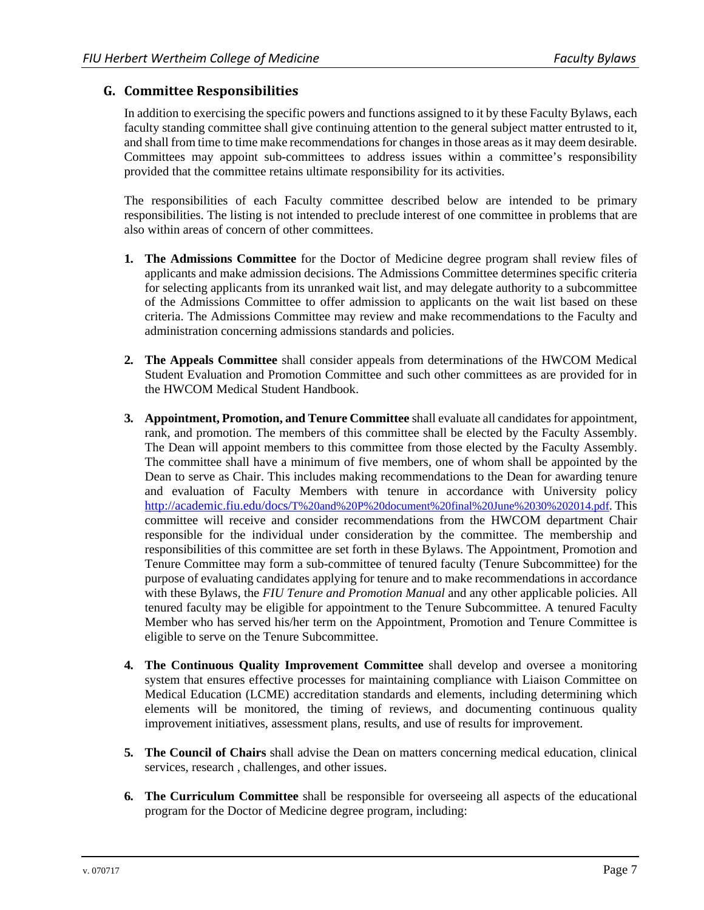## G. Committee Responsibilities

In addition to exercising the specific powers and functions assigned to it by these Faculty Bylaws, each faculty standing committee shall give continuing attention to the general subject matter entrusted to it, and shall from time to time make recommendations for changes in those areas as it may deem desirable. Committees may appoint sub-committees to address issues within a committee's responsibility provided that the committee retains ultimate responsibility for its activities.

The responsibilities of each Faculty committee described below are intended to be primary responsibilities. The listing is not intended to preclude interest of one committee in problems that are also within areas of concern of other committees.

1. **The Admissions Committee** for the Doctor of Medicine degree program shall review files of applicants and make admission decisions. The Admissions Committee determines specific criteria for selecting applicants from its unranked wait list, and may delegate authority to a subcommittee of the Admissions Committee to offer admission to applicants on the wait list based on these criteria. The Admissions Committee may review and make recommendations to the Faculty and administration concerning admissions standards and policies.

2. **The Appeals Committee** shall consider appeals from determinations of the HWCOM Medical Student Evaluation and Promotion Committee and such other committees as are provided for in the HWCOM Medical Student Handbook.

3. **Appointment, Promotion, and Tenure Committee** shall evaluate all candidates for appointment, rank, and promotion. The members of this committee shall be elected by the Faculty Assembly. The Dean will appoint members to this committee from those elected by the Faculty Assembly. The committee shall have a minimum of five members, one of whom shall be appointed by the Dean to serve as Chair. This includes making recommendations to the Dean for awarding tenure and evaluation of Faculty Members with tenure in accordance with University policy http://academic.fiu.edu/docs/T%20and%20P%20document%20final%20June%2030%202014.pdf. This committee will receive and consider recommendations from the HWCOM department Chair responsible for the individual under consideration by the committee. The membership and responsibilities of this committee are set forth in these Bylaws. The Appointment, Promotion and Tenure Committee may form a sub-committee of tenured faculty (Tenure Subcommittee) for the purpose of evaluating candidates applying for tenure and to make recommendations in accordance with these Bylaws, the *FIU Tenure and Promotion Manual* and any other applicable policies. All tenured faculty may be eligible for appointment to the Tenure Subcommittee. A tenured Faculty Member who has served his/her term on the Appointment, Promotion and Tenure Committee is eligible to serve on the Tenure Subcommittee.

4. **The Continuous Quality Improvement Committee** shall develop and oversee a monitoring system that ensures effective processes for maintaining compliance with Liaison Committee on Medical Education (LCME) accreditation standards and elements, including determining which elements will be monitored, the timing of reviews, and documenting continuous quality improvement initiatives, assessment plans, results, and use of results for improvement.

5. **The Council of Chairs** shall advise the Dean on matters concerning medical education, clinical services, research , challenges, and other issues.

6. **The Curriculum Committee** shall be responsible for overseeing all aspects of the educational program for the Doctor of Medicine degree program, including: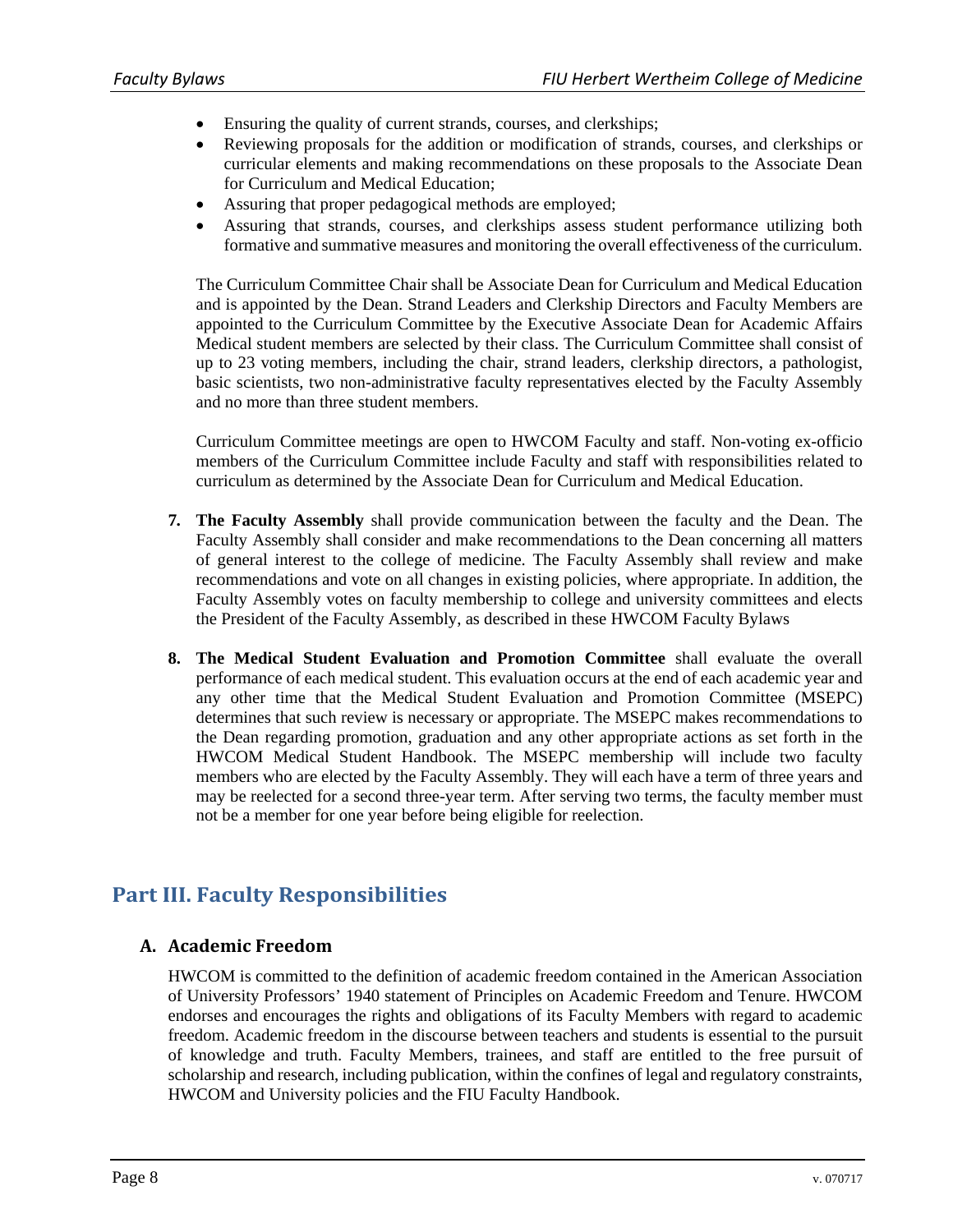- Ensuring the quality of current strands, courses, and clerkships;
- Reviewing proposals for the addition or modification of strands, courses, and clerkships or curricular elements and making recommendations on these proposals to the Associate Dean for Curriculum and Medical Education;
- Assuring that proper pedagogical methods are employed;
- Assuring that strands, courses, and clerkships assess student performance utilizing both formative and summative measures and monitoring the overall effectiveness of the curriculum.

The Curriculum Committee Chair shall be Associate Dean for Curriculum and Medical Education and is appointed by the Dean. Strand Leaders and Clerkship Directors and Faculty Members are appointed to the Curriculum Committee by the Executive Associate Dean for Academic Affairs Medical student members are selected by their class. The Curriculum Committee shall consist of up to 23 voting members, including the chair, strand leaders, clerkship directors, a pathologist, basic scientists, two non-administrative faculty representatives elected by the Faculty Assembly and no more than three student members.

Curriculum Committee meetings are open to HWCOM Faculty and staff. Non-voting ex-officio members of the Curriculum Committee include Faculty and staff with responsibilities related to curriculum as determined by the Associate Dean for Curriculum and Medical Education.

7. **The Faculty Assembly** shall provide communication between the faculty and the Dean. The Faculty Assembly shall consider and make recommendations to the Dean concerning all matters of general interest to the college of medicine. The Faculty Assembly shall review and make recommendations and vote on all changes in existing policies, where appropriate. In addition, the Faculty Assembly votes on faculty membership to college and university committees and elects the President of the Faculty Assembly, as described in these HWCOM Faculty Bylaws

8. **The Medical Student Evaluation and Promotion Committee** shall evaluate the overall performance of each medical student. This evaluation occurs at the end of each academic year and any other time that the Medical Student Evaluation and Promotion Committee (MSEPC) determines that such review is necessary or appropriate. The MSEPC makes recommendations to the Dean regarding promotion, graduation and any other appropriate actions as set forth in the HWCOM Medical Student Handbook. The MSEPC membership will include two faculty members who are elected by the Faculty Assembly. They will each have a term of three years and may be reelected for a second three-year term. After serving two terms, the faculty member must not be a member for one year before being eligible for reelection.

# Part III. Faculty Responsibilities

## A. Academic Freedom

HWCOM is committed to the definition of academic freedom contained in the American Association of University Professors' 1940 statement of Principles on Academic Freedom and Tenure. HWCOM endorses and encourages the rights and obligations of its Faculty Members with regard to academic freedom. Academic freedom in the discourse between teachers and students is essential to the pursuit of knowledge and truth. Faculty Members, trainees, and staff are entitled to the free pursuit of scholarship and research, including publication, within the confines of legal and regulatory constraints, HWCOM and University policies and the FIU Faculty Handbook.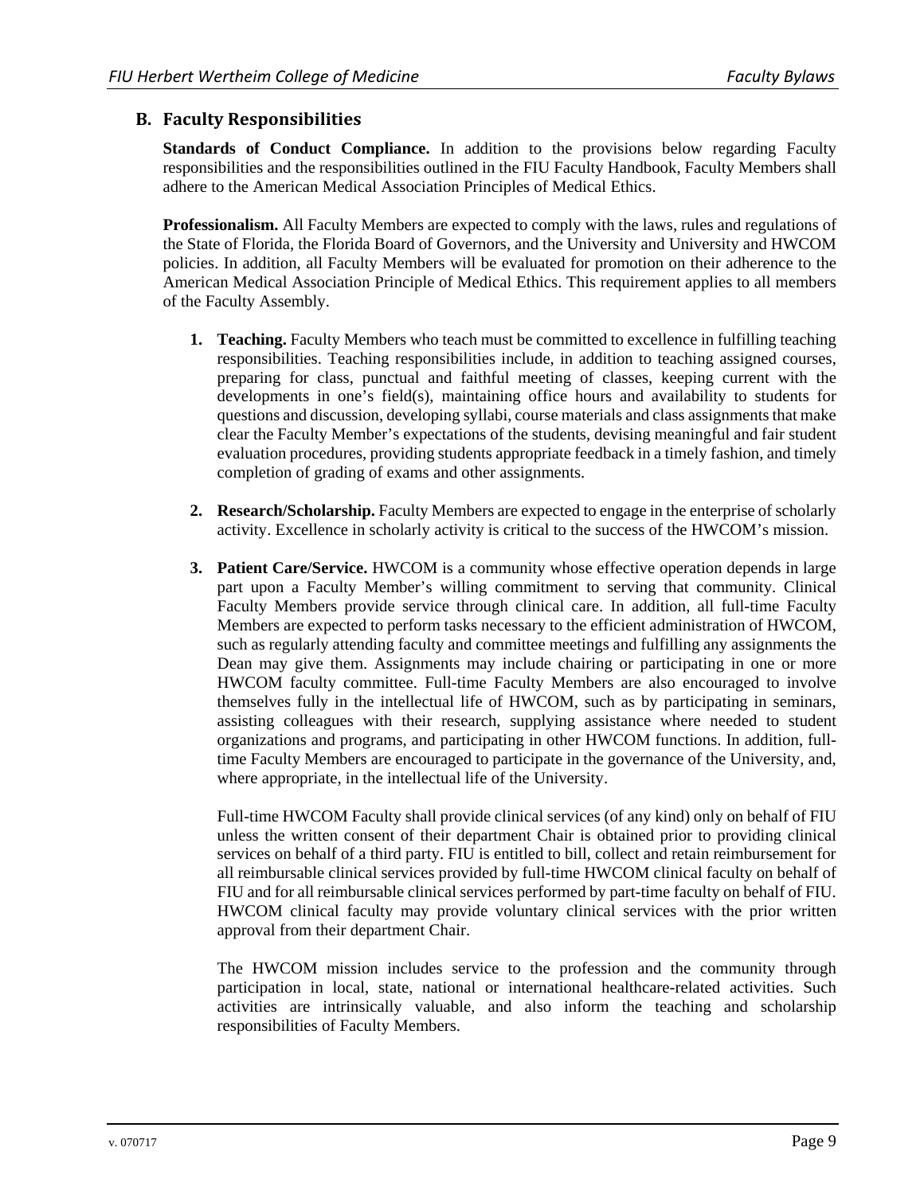## B. Faculty Responsibilities

**Standards of Conduct Compliance.** In addition to the provisions below regarding Faculty responsibilities and the responsibilities outlined in the FIU Faculty Handbook, Faculty Members shall adhere to the American Medical Association Principles of Medical Ethics.

**Professionalism.** All Faculty Members are expected to comply with the laws, rules and regulations of the State of Florida, the Florida Board of Governors, and the University and University and HWCOM policies. In addition, all Faculty Members will be evaluated for promotion on their adherence to the American Medical Association Principle of Medical Ethics. This requirement applies to all members of the Faculty Assembly.

1. **Teaching.** Faculty Members who teach must be committed to excellence in fulfilling teaching responsibilities. Teaching responsibilities include, in addition to teaching assigned courses, preparing for class, punctual and faithful meeting of classes, keeping current with the developments in one's field(s), maintaining office hours and availability to students for questions and discussion, developing syllabi, course materials and class assignments that make clear the Faculty Member's expectations of the students, devising meaningful and fair student evaluation procedures, providing students appropriate feedback in a timely fashion, and timely completion of grading of exams and other assignments.

2. **Research/Scholarship.** Faculty Members are expected to engage in the enterprise of scholarly activity. Excellence in scholarly activity is critical to the success of the HWCOM's mission.

3. **Patient Care/Service.** HWCOM is a community whose effective operation depends in large part upon a Faculty Member's willing commitment to serving that community. Clinical Faculty Members provide service through clinical care. In addition, all full-time Faculty Members are expected to perform tasks necessary to the efficient administration of HWCOM, such as regularly attending faculty and committee meetings and fulfilling any assignments the Dean may give them. Assignments may include chairing or participating in one or more HWCOM faculty committee. Full-time Faculty Members are also encouraged to involve themselves fully in the intellectual life of HWCOM, such as by participating in seminars, assisting colleagues with their research, supplying assistance where needed to student organizations and programs, and participating in other HWCOM functions. In addition, full-time Faculty Members are encouraged to participate in the governance of the University, and, where appropriate, in the intellectual life of the University.

   Full-time HWCOM Faculty shall provide clinical services (of any kind) only on behalf of FIU unless the written consent of their department Chair is obtained prior to providing clinical services on behalf of a third party. FIU is entitled to bill, collect and retain reimbursement for all reimbursable clinical services provided by full-time HWCOM clinical faculty on behalf of FIU and for all reimbursable clinical services performed by part-time faculty on behalf of FIU. HWCOM clinical faculty may provide voluntary clinical services with the prior written approval from their department Chair.

   The HWCOM mission includes service to the profession and the community through participation in local, state, national or international healthcare-related activities. Such activities are intrinsically valuable, and also inform the teaching and scholarship responsibilities of Faculty Members.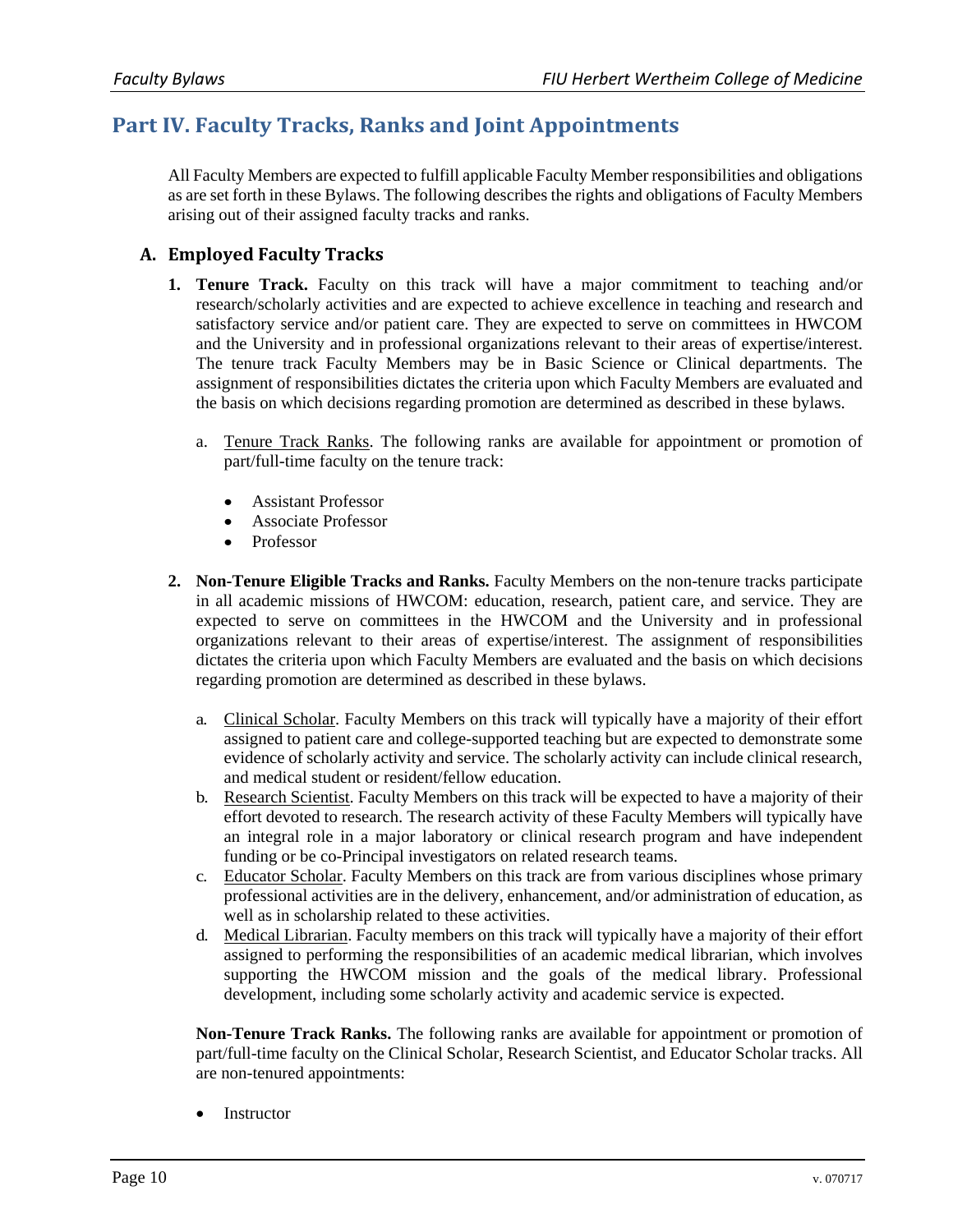# Part IV. Faculty Tracks, Ranks and Joint Appointments

All Faculty Members are expected to fulfill applicable Faculty Member responsibilities and obligations as are set forth in these Bylaws. The following describes the rights and obligations of Faculty Members arising out of their assigned faculty tracks and ranks.

## A. Employed Faculty Tracks

1. **Tenure Track.** Faculty on this track will have a major commitment to teaching and/or research/scholarly activities and are expected to achieve excellence in teaching and research and satisfactory service and/or patient care. They are expected to serve on committees in HWCOM and the University and in professional organizations relevant to their areas of expertise/interest. The tenure track Faculty Members may be in Basic Science or Clinical departments. The assignment of responsibilities dictates the criteria upon which Faculty Members are evaluated and the basis on which decisions regarding promotion are determined as described in these bylaws.

   a. Tenure Track Ranks. The following ranks are available for appointment or promotion of part/full-time faculty on the tenure track:

      - Assistant Professor
      - Associate Professor
      - Professor

2. **Non-Tenure Eligible Tracks and Ranks.** Faculty Members on the non-tenure tracks participate in all academic missions of HWCOM: education, research, patient care, and service. They are expected to serve on committees in the HWCOM and the University and in professional organizations relevant to their areas of expertise/interest. The assignment of responsibilities dictates the criteria upon which Faculty Members are evaluated and the basis on which decisions regarding promotion are determined as described in these bylaws.

   a. Clinical Scholar. Faculty Members on this track will typically have a majority of their effort assigned to patient care and college-supported teaching but are expected to demonstrate some evidence of scholarly activity and service. The scholarly activity can include clinical research, and medical student or resident/fellow education.

   b. Research Scientist. Faculty Members on this track will be expected to have a majority of their effort devoted to research. The research activity of these Faculty Members will typically have an integral role in a major laboratory or clinical research program and have independent funding or be co-Principal investigators on related research teams.

   c. Educator Scholar. Faculty Members on this track are from various disciplines whose primary professional activities are in the delivery, enhancement, and/or administration of education, as well as in scholarship related to these activities.

   d. Medical Librarian. Faculty members on this track will typically have a majority of their effort assigned to performing the responsibilities of an academic medical librarian, which involves supporting the HWCOM mission and the goals of the medical library. Professional development, including some scholarly activity and academic service is expected.

   **Non-Tenure Track Ranks.** The following ranks are available for appointment or promotion of part/full-time faculty on the Clinical Scholar, Research Scientist, and Educator Scholar tracks. All are non-tenured appointments:

   - Instructor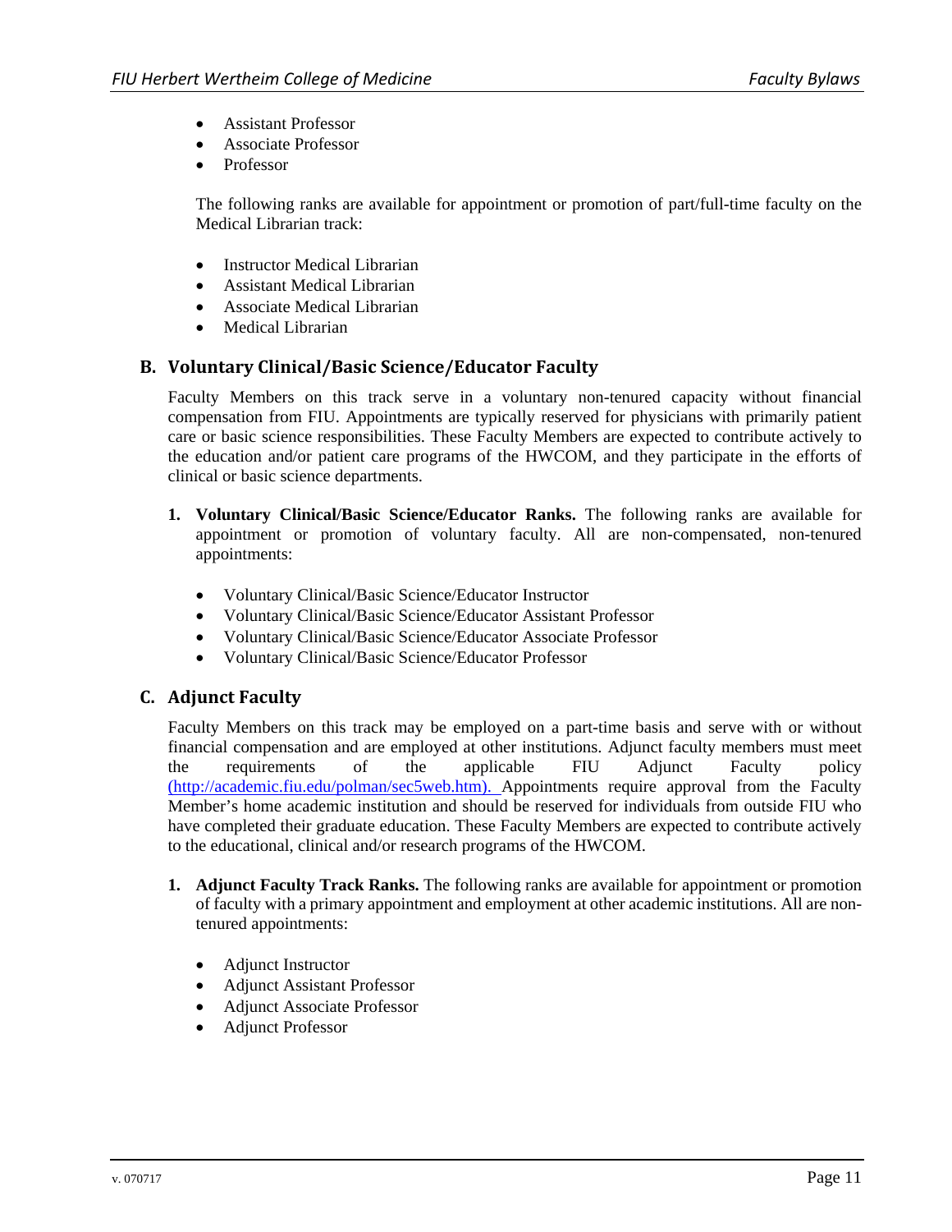- Assistant Professor
- Associate Professor
- Professor

The following ranks are available for appointment or promotion of part/full-time faculty on the Medical Librarian track:

- Instructor Medical Librarian
- Assistant Medical Librarian
- Associate Medical Librarian
- Medical Librarian

## B. Voluntary Clinical/Basic Science/Educator Faculty

Faculty Members on this track serve in a voluntary non-tenured capacity without financial compensation from FIU. Appointments are typically reserved for physicians with primarily patient care or basic science responsibilities. These Faculty Members are expected to contribute actively to the education and/or patient care programs of the HWCOM, and they participate in the efforts of clinical or basic science departments.

1. **Voluntary Clinical/Basic Science/Educator Ranks.** The following ranks are available for appointment or promotion of voluntary faculty. All are non-compensated, non-tenured appointments:

   - Voluntary Clinical/Basic Science/Educator Instructor
   - Voluntary Clinical/Basic Science/Educator Assistant Professor
   - Voluntary Clinical/Basic Science/Educator Associate Professor
   - Voluntary Clinical/Basic Science/Educator Professor

## C. Adjunct Faculty

Faculty Members on this track may be employed on a part-time basis and serve with or without financial compensation and are employed at other institutions. Adjunct faculty members must meet the requirements of the applicable FIU Adjunct Faculty policy (http://academic.fiu.edu/polman/sec5web.htm). Appointments require approval from the Faculty Member's home academic institution and should be reserved for individuals from outside FIU who have completed their graduate education. These Faculty Members are expected to contribute actively to the educational, clinical and/or research programs of the HWCOM.

1. **Adjunct Faculty Track Ranks.** The following ranks are available for appointment or promotion of faculty with a primary appointment and employment at other academic institutions. All are non-tenured appointments:

   - Adjunct Instructor
   - Adjunct Assistant Professor
   - Adjunct Associate Professor
   - Adjunct Professor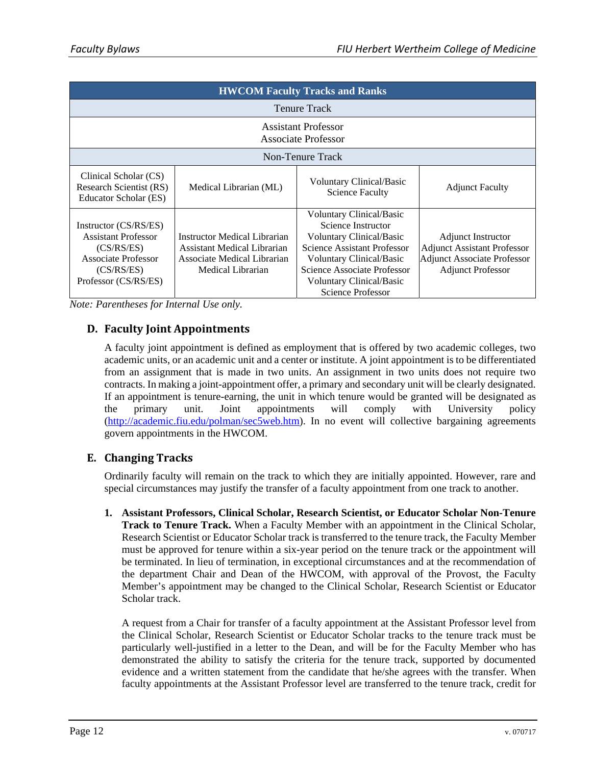| HWCOM Faculty Tracks and Ranks | | | |
|---|---|---|---|
| Tenure Track | | | |
| Assistant Professor<br>Associate Professor | | | |
| Non-Tenure Track | | | |
| Clinical Scholar (CS)<br>Research Scientist (RS)<br>Educator Scholar (ES) | Medical Librarian (ML) | Voluntary Clinical/Basic Science Faculty | Adjunct Faculty |
| Instructor (CS/RS/ES)<br>Assistant Professor (CS/RS/ES)<br>Associate Professor (CS/RS/ES)<br>Professor (CS/RS/ES) | Instructor Medical Librarian<br>Assistant Medical Librarian<br>Associate Medical Librarian<br>Medical Librarian | Voluntary Clinical/Basic Science Instructor<br>Voluntary Clinical/Basic Science Assistant Professor<br>Voluntary Clinical/Basic Science Associate Professor<br>Voluntary Clinical/Basic Science Professor | Adjunct Instructor<br>Adjunct Assistant Professor<br>Adjunct Associate Professor<br>Adjunct Professor |

*Note: Parentheses for Internal Use only.*

## D. Faculty Joint Appointments

A faculty joint appointment is defined as employment that is offered by two academic colleges, two academic units, or an academic unit and a center or institute. A joint appointment is to be differentiated from an assignment that is made in two units. An assignment in two units does not require two contracts. In making a joint-appointment offer, a primary and secondary unit will be clearly designated. If an appointment is tenure-earning, the unit in which tenure would be granted will be designated as the primary unit. Joint appointments will comply with University policy (http://academic.fiu.edu/polman/sec5web.htm). In no event will collective bargaining agreements govern appointments in the HWCOM.

## E. Changing Tracks

Ordinarily faculty will remain on the track to which they are initially appointed. However, rare and special circumstances may justify the transfer of a faculty appointment from one track to another.

1. **Assistant Professors, Clinical Scholar, Research Scientist, or Educator Scholar Non-Tenure Track to Tenure Track.** When a Faculty Member with an appointment in the Clinical Scholar, Research Scientist or Educator Scholar track is transferred to the tenure track, the Faculty Member must be approved for tenure within a six-year period on the tenure track or the appointment will be terminated. In lieu of termination, in exceptional circumstances and at the recommendation of the department Chair and Dean of the HWCOM, with approval of the Provost, the Faculty Member's appointment may be changed to the Clinical Scholar, Research Scientist or Educator Scholar track.

   A request from a Chair for transfer of a faculty appointment at the Assistant Professor level from the Clinical Scholar, Research Scientist or Educator Scholar tracks to the tenure track must be particularly well-justified in a letter to the Dean, and will be for the Faculty Member who has demonstrated the ability to satisfy the criteria for the tenure track, supported by documented evidence and a written statement from the candidate that he/she agrees with the transfer. When faculty appointments at the Assistant Professor level are transferred to the tenure track, credit for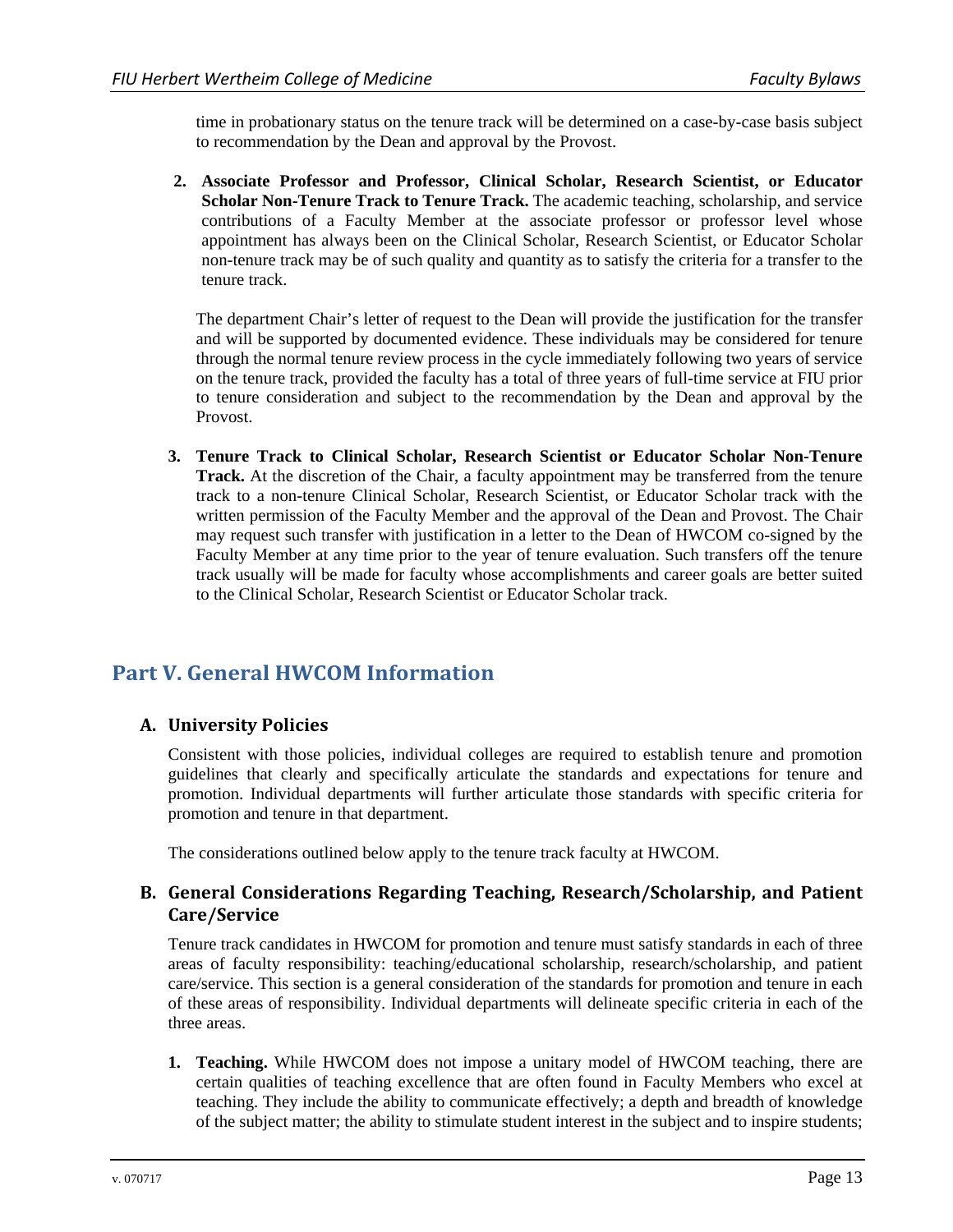time in probationary status on the tenure track will be determined on a case-by-case basis subject to recommendation by the Dean and approval by the Provost.

2. **Associate Professor and Professor, Clinical Scholar, Research Scientist, or Educator Scholar Non-Tenure Track to Tenure Track.** The academic teaching, scholarship, and service contributions of a Faculty Member at the associate professor or professor level whose appointment has always been on the Clinical Scholar, Research Scientist, or Educator Scholar non-tenure track may be of such quality and quantity as to satisfy the criteria for a transfer to the tenure track.

   The department Chair's letter of request to the Dean will provide the justification for the transfer and will be supported by documented evidence. These individuals may be considered for tenure through the normal tenure review process in the cycle immediately following two years of service on the tenure track, provided the faculty has a total of three years of full-time service at FIU prior to tenure consideration and subject to the recommendation by the Dean and approval by the Provost.

3. **Tenure Track to Clinical Scholar, Research Scientist or Educator Scholar Non-Tenure Track.** At the discretion of the Chair, a faculty appointment may be transferred from the tenure track to a non-tenure Clinical Scholar, Research Scientist, or Educator Scholar track with the written permission of the Faculty Member and the approval of the Dean and Provost. The Chair may request such transfer with justification in a letter to the Dean of HWCOM co-signed by the Faculty Member at any time prior to the year of tenure evaluation. Such transfers off the tenure track usually will be made for faculty whose accomplishments and career goals are better suited to the Clinical Scholar, Research Scientist or Educator Scholar track.

# Part V. General HWCOM Information

## A. University Policies

Consistent with those policies, individual colleges are required to establish tenure and promotion guidelines that clearly and specifically articulate the standards and expectations for tenure and promotion. Individual departments will further articulate those standards with specific criteria for promotion and tenure in that department.

The considerations outlined below apply to the tenure track faculty at HWCOM.

## B. General Considerations Regarding Teaching, Research/Scholarship, and Patient Care/Service

Tenure track candidates in HWCOM for promotion and tenure must satisfy standards in each of three areas of faculty responsibility: teaching/educational scholarship, research/scholarship, and patient care/service. This section is a general consideration of the standards for promotion and tenure in each of these areas of responsibility. Individual departments will delineate specific criteria in each of the three areas.

1. **Teaching.** While HWCOM does not impose a unitary model of HWCOM teaching, there are certain qualities of teaching excellence that are often found in Faculty Members who excel at teaching. They include the ability to communicate effectively; a depth and breadth of knowledge of the subject matter; the ability to stimulate student interest in the subject and to inspire students;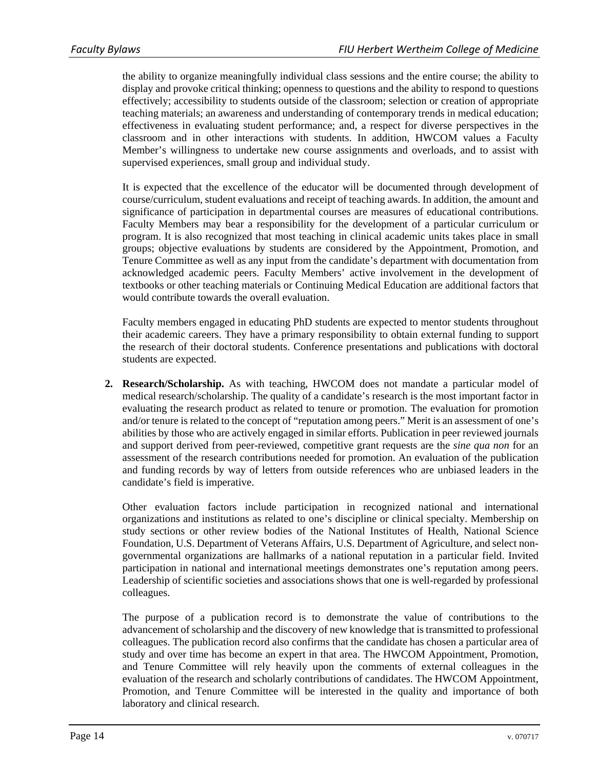the ability to organize meaningfully individual class sessions and the entire course; the ability to display and provoke critical thinking; openness to questions and the ability to respond to questions effectively; accessibility to students outside of the classroom; selection or creation of appropriate teaching materials; an awareness and understanding of contemporary trends in medical education; effectiveness in evaluating student performance; and, a respect for diverse perspectives in the classroom and in other interactions with students. In addition, HWCOM values a Faculty Member's willingness to undertake new course assignments and overloads, and to assist with supervised experiences, small group and individual study.

It is expected that the excellence of the educator will be documented through development of course/curriculum, student evaluations and receipt of teaching awards. In addition, the amount and significance of participation in departmental courses are measures of educational contributions. Faculty Members may bear a responsibility for the development of a particular curriculum or program. It is also recognized that most teaching in clinical academic units takes place in small groups; objective evaluations by students are considered by the Appointment, Promotion, and Tenure Committee as well as any input from the candidate's department with documentation from acknowledged academic peers. Faculty Members' active involvement in the development of textbooks or other teaching materials or Continuing Medical Education are additional factors that would contribute towards the overall evaluation.

Faculty members engaged in educating PhD students are expected to mentor students throughout their academic careers. They have a primary responsibility to obtain external funding to support the research of their doctoral students. Conference presentations and publications with doctoral students are expected.

2. **Research/Scholarship.** As with teaching, HWCOM does not mandate a particular model of medical research/scholarship. The quality of a candidate's research is the most important factor in evaluating the research product as related to tenure or promotion. The evaluation for promotion and/or tenure is related to the concept of "reputation among peers." Merit is an assessment of one's abilities by those who are actively engaged in similar efforts. Publication in peer reviewed journals and support derived from peer-reviewed, competitive grant requests are the *sine qua non* for an assessment of the research contributions needed for promotion. An evaluation of the publication and funding records by way of letters from outside references who are unbiased leaders in the candidate's field is imperative.

   Other evaluation factors include participation in recognized national and international organizations and institutions as related to one's discipline or clinical specialty. Membership on study sections or other review bodies of the National Institutes of Health, National Science Foundation, U.S. Department of Veterans Affairs, U.S. Department of Agriculture, and select non-governmental organizations are hallmarks of a national reputation in a particular field. Invited participation in national and international meetings demonstrates one's reputation among peers. Leadership of scientific societies and associations shows that one is well-regarded by professional colleagues.

   The purpose of a publication record is to demonstrate the value of contributions to the advancement of scholarship and the discovery of new knowledge that is transmitted to professional colleagues. The publication record also confirms that the candidate has chosen a particular area of study and over time has become an expert in that area. The HWCOM Appointment, Promotion, and Tenure Committee will rely heavily upon the comments of external colleagues in the evaluation of the research and scholarly contributions of candidates. The HWCOM Appointment, Promotion, and Tenure Committee will be interested in the quality and importance of both laboratory and clinical research.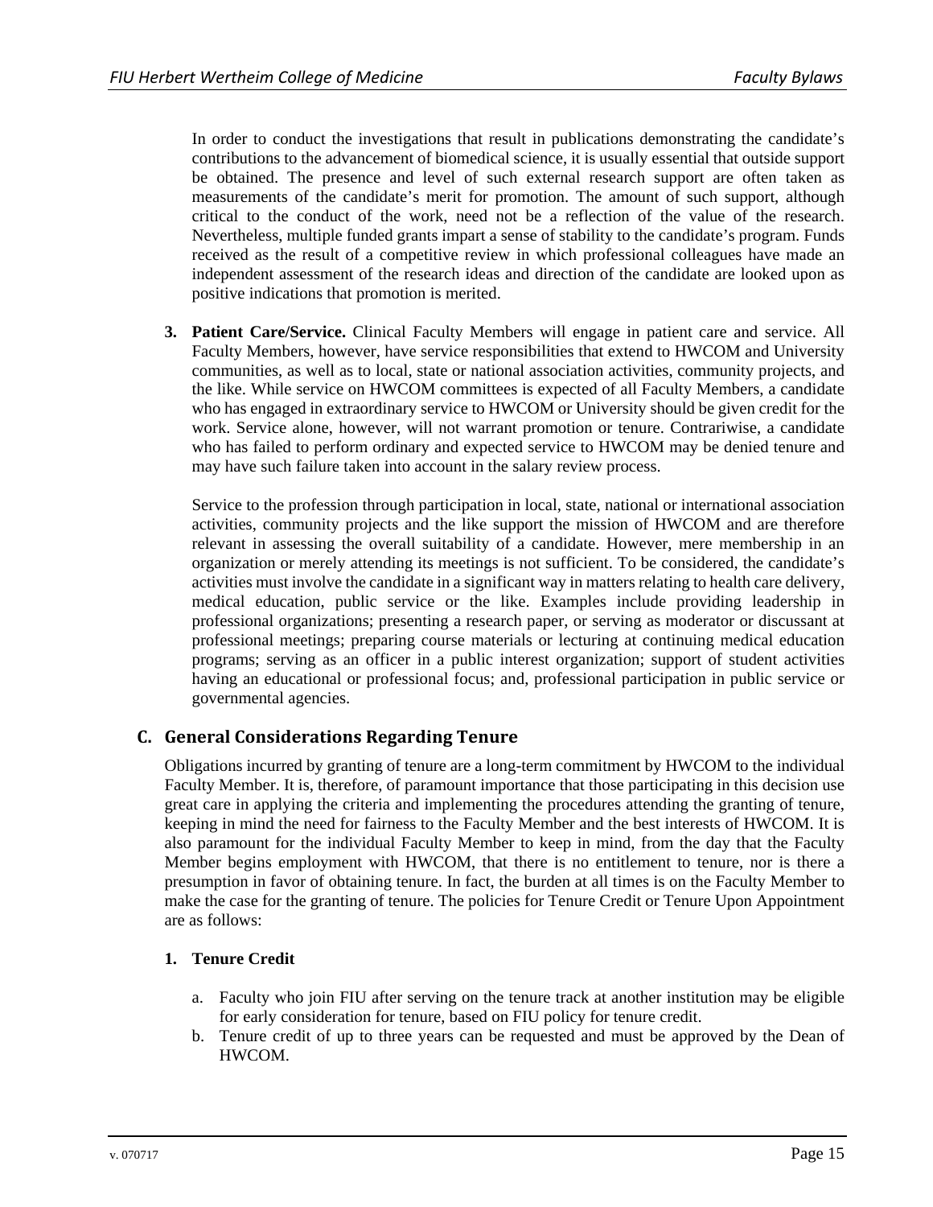In order to conduct the investigations that result in publications demonstrating the candidate's contributions to the advancement of biomedical science, it is usually essential that outside support be obtained. The presence and level of such external research support are often taken as measurements of the candidate's merit for promotion. The amount of such support, although critical to the conduct of the work, need not be a reflection of the value of the research. Nevertheless, multiple funded grants impart a sense of stability to the candidate's program. Funds received as the result of a competitive review in which professional colleagues have made an independent assessment of the research ideas and direction of the candidate are looked upon as positive indications that promotion is merited.

3. **Patient Care/Service.** Clinical Faculty Members will engage in patient care and service. All Faculty Members, however, have service responsibilities that extend to HWCOM and University communities, as well as to local, state or national association activities, community projects, and the like. While service on HWCOM committees is expected of all Faculty Members, a candidate who has engaged in extraordinary service to HWCOM or University should be given credit for the work. Service alone, however, will not warrant promotion or tenure. Contrariwise, a candidate who has failed to perform ordinary and expected service to HWCOM may be denied tenure and may have such failure taken into account in the salary review process.

   Service to the profession through participation in local, state, national or international association activities, community projects and the like support the mission of HWCOM and are therefore relevant in assessing the overall suitability of a candidate. However, mere membership in an organization or merely attending its meetings is not sufficient. To be considered, the candidate's activities must involve the candidate in a significant way in matters relating to health care delivery, medical education, public service or the like. Examples include providing leadership in professional organizations; presenting a research paper, or serving as moderator or discussant at professional meetings; preparing course materials or lecturing at continuing medical education programs; serving as an officer in a public interest organization; support of student activities having an educational or professional focus; and, professional participation in public service or governmental agencies.

## C. General Considerations Regarding Tenure

Obligations incurred by granting of tenure are a long-term commitment by HWCOM to the individual Faculty Member. It is, therefore, of paramount importance that those participating in this decision use great care in applying the criteria and implementing the procedures attending the granting of tenure, keeping in mind the need for fairness to the Faculty Member and the best interests of HWCOM. It is also paramount for the individual Faculty Member to keep in mind, from the day that the Faculty Member begins employment with HWCOM, that there is no entitlement to tenure, nor is there a presumption in favor of obtaining tenure. In fact, the burden at all times is on the Faculty Member to make the case for the granting of tenure. The policies for Tenure Credit or Tenure Upon Appointment are as follows:

### 1. Tenure Credit

a. Faculty who join FIU after serving on the tenure track at another institution may be eligible for early consideration for tenure, based on FIU policy for tenure credit.

b. Tenure credit of up to three years can be requested and must be approved by the Dean of HWCOM.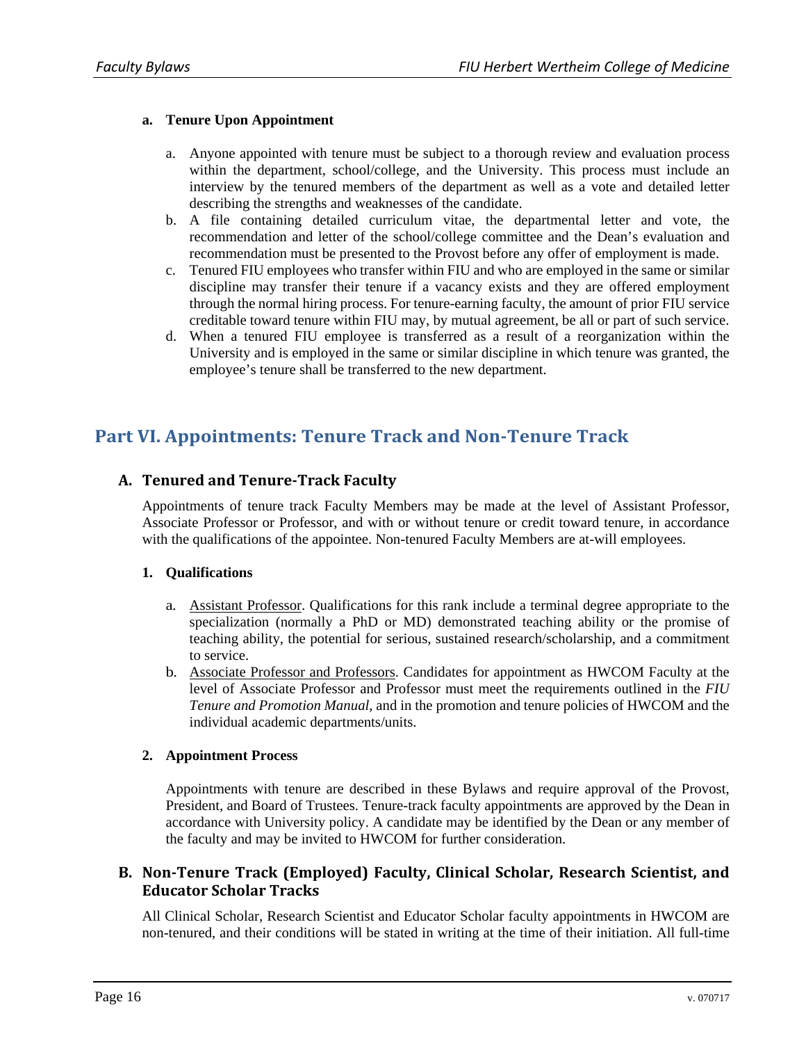#### a. Tenure Upon Appointment

a. Anyone appointed with tenure must be subject to a thorough review and evaluation process within the department, school/college, and the University. This process must include an interview by the tenured members of the department as well as a vote and detailed letter describing the strengths and weaknesses of the candidate.
b. A file containing detailed curriculum vitae, the departmental letter and vote, the recommendation and letter of the school/college committee and the Dean's evaluation and recommendation must be presented to the Provost before any offer of employment is made.
c. Tenured FIU employees who transfer within FIU and who are employed in the same or similar discipline may transfer their tenure if a vacancy exists and they are offered employment through the normal hiring process. For tenure-earning faculty, the amount of prior FIU service creditable toward tenure within FIU may, by mutual agreement, be all or part of such service.
d. When a tenured FIU employee is transferred as a result of a reorganization within the University and is employed in the same or similar discipline in which tenure was granted, the employee's tenure shall be transferred to the new department.

# Part VI. Appointments: Tenure Track and Non-Tenure Track

## A. Tenured and Tenure-Track Faculty

Appointments of tenure track Faculty Members may be made at the level of Assistant Professor, Associate Professor or Professor, and with or without tenure or credit toward tenure, in accordance with the qualifications of the appointee. Non-tenured Faculty Members are at-will employees.

#### 1. Qualifications

a. Assistant Professor. Qualifications for this rank include a terminal degree appropriate to the specialization (normally a PhD or MD) demonstrated teaching ability or the promise of teaching ability, the potential for serious, sustained research/scholarship, and a commitment to service.
b. Associate Professor and Professors. Candidates for appointment as HWCOM Faculty at the level of Associate Professor and Professor must meet the requirements outlined in the *FIU Tenure and Promotion Manual*, and in the promotion and tenure policies of HWCOM and the individual academic departments/units.

#### 2. Appointment Process

Appointments with tenure are described in these Bylaws and require approval of the Provost, President, and Board of Trustees. Tenure-track faculty appointments are approved by the Dean in accordance with University policy. A candidate may be identified by the Dean or any member of the faculty and may be invited to HWCOM for further consideration.

## B. Non-Tenure Track (Employed) Faculty, Clinical Scholar, Research Scientist, and Educator Scholar Tracks

All Clinical Scholar, Research Scientist and Educator Scholar faculty appointments in HWCOM are non-tenured, and their conditions will be stated in writing at the time of their initiation. All full-time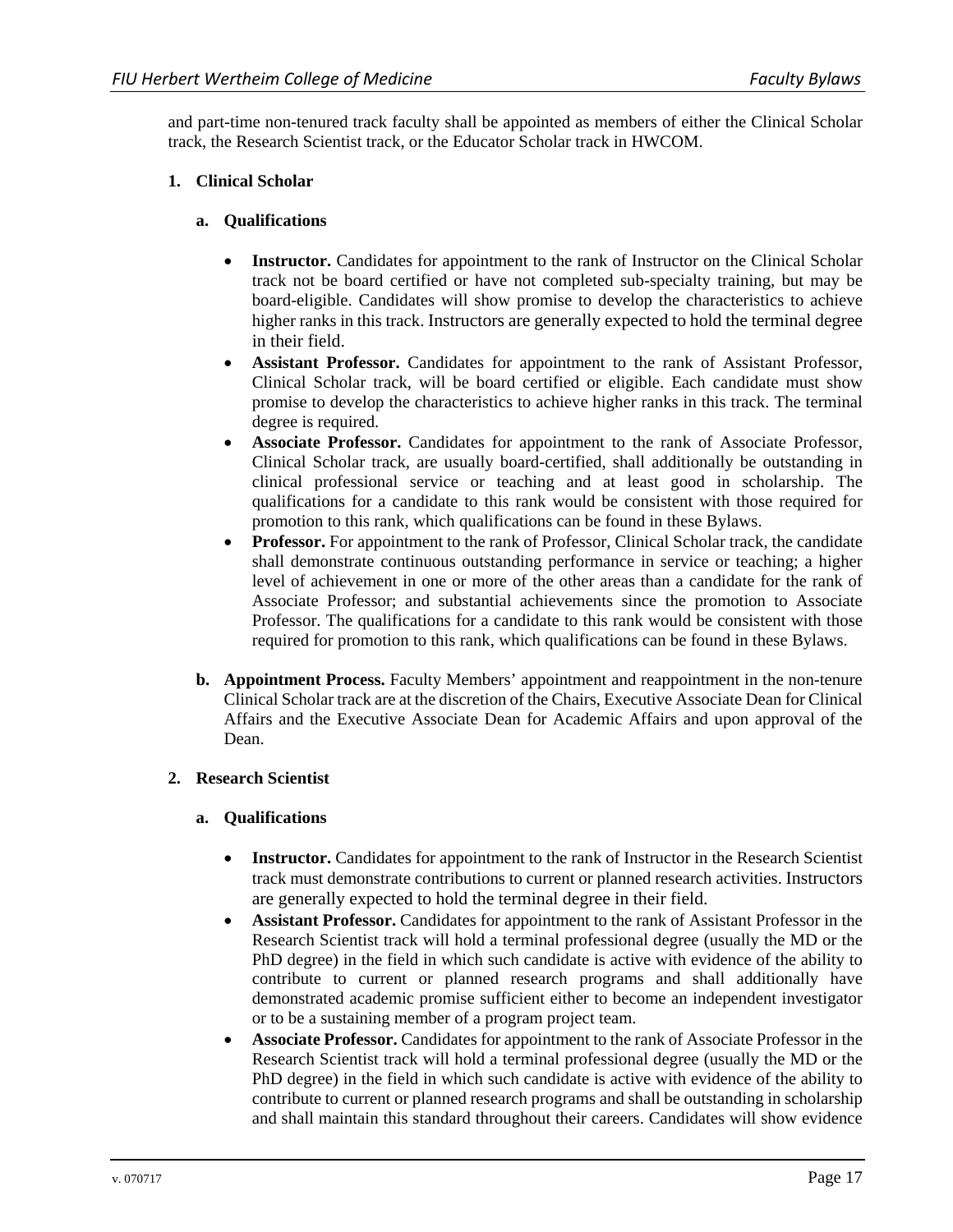and part-time non-tenured track faculty shall be appointed as members of either the Clinical Scholar track, the Research Scientist track, or the Educator Scholar track in HWCOM.

**1. Clinical Scholar**

**a. Qualifications**

- **Instructor.** Candidates for appointment to the rank of Instructor on the Clinical Scholar track not be board certified or have not completed sub-specialty training, but may be board-eligible. Candidates will show promise to develop the characteristics to achieve higher ranks in this track. Instructors are generally expected to hold the terminal degree in their field.
- **Assistant Professor.** Candidates for appointment to the rank of Assistant Professor, Clinical Scholar track, will be board certified or eligible. Each candidate must show promise to develop the characteristics to achieve higher ranks in this track. The terminal degree is required.
- **Associate Professor.** Candidates for appointment to the rank of Associate Professor, Clinical Scholar track, are usually board-certified, shall additionally be outstanding in clinical professional service or teaching and at least good in scholarship. The qualifications for a candidate to this rank would be consistent with those required for promotion to this rank, which qualifications can be found in these Bylaws.
- **Professor.** For appointment to the rank of Professor, Clinical Scholar track, the candidate shall demonstrate continuous outstanding performance in service or teaching; a higher level of achievement in one or more of the other areas than a candidate for the rank of Associate Professor; and substantial achievements since the promotion to Associate Professor. The qualifications for a candidate to this rank would be consistent with those required for promotion to this rank, which qualifications can be found in these Bylaws.

**b. Appointment Process.** Faculty Members' appointment and reappointment in the non-tenure Clinical Scholar track are at the discretion of the Chairs, Executive Associate Dean for Clinical Affairs and the Executive Associate Dean for Academic Affairs and upon approval of the Dean.

**2. Research Scientist**

**a. Qualifications**

- **Instructor.** Candidates for appointment to the rank of Instructor in the Research Scientist track must demonstrate contributions to current or planned research activities. Instructors are generally expected to hold the terminal degree in their field.
- **Assistant Professor.** Candidates for appointment to the rank of Assistant Professor in the Research Scientist track will hold a terminal professional degree (usually the MD or the PhD degree) in the field in which such candidate is active with evidence of the ability to contribute to current or planned research programs and shall additionally have demonstrated academic promise sufficient either to become an independent investigator or to be a sustaining member of a program project team.
- **Associate Professor.** Candidates for appointment to the rank of Associate Professor in the Research Scientist track will hold a terminal professional degree (usually the MD or the PhD degree) in the field in which such candidate is active with evidence of the ability to contribute to current or planned research programs and shall be outstanding in scholarship and shall maintain this standard throughout their careers. Candidates will show evidence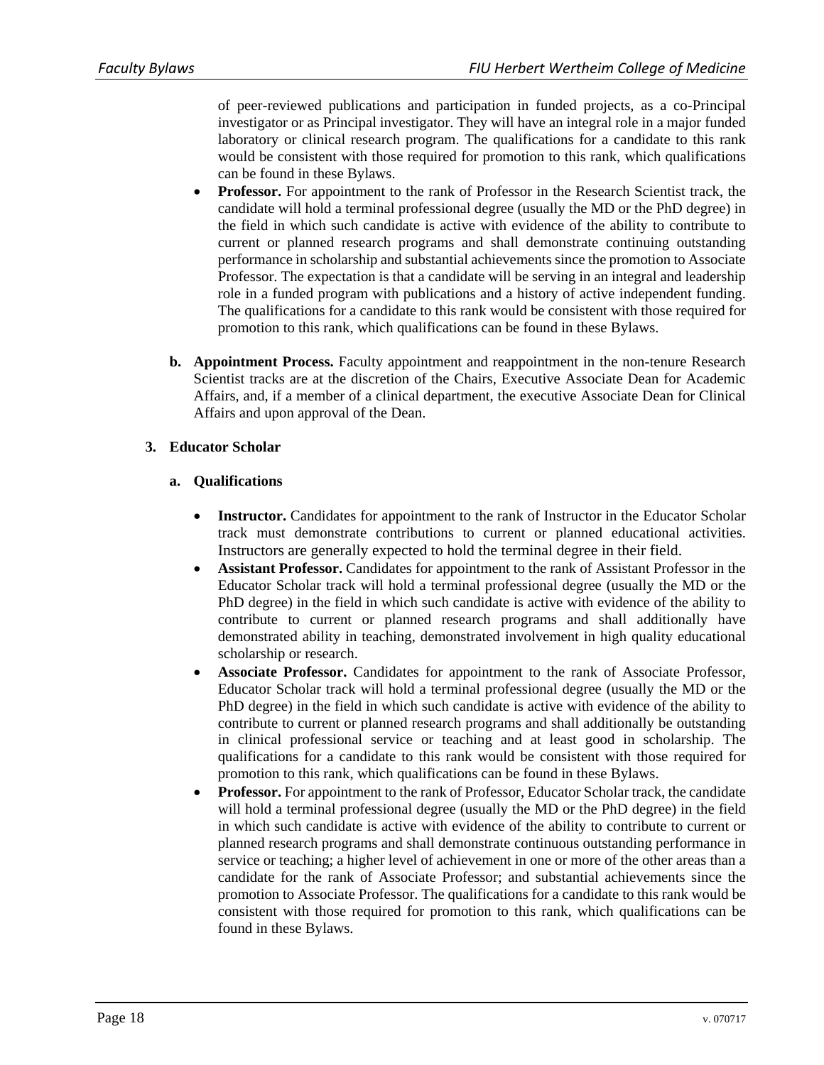of peer-reviewed publications and participation in funded projects, as a co-Principal investigator or as Principal investigator. They will have an integral role in a major funded laboratory or clinical research program. The qualifications for a candidate to this rank would be consistent with those required for promotion to this rank, which qualifications can be found in these Bylaws.

- **Professor.** For appointment to the rank of Professor in the Research Scientist track, the candidate will hold a terminal professional degree (usually the MD or the PhD degree) in the field in which such candidate is active with evidence of the ability to contribute to current or planned research programs and shall demonstrate continuing outstanding performance in scholarship and substantial achievements since the promotion to Associate Professor. The expectation is that a candidate will be serving in an integral and leadership role in a funded program with publications and a history of active independent funding. The qualifications for a candidate to this rank would be consistent with those required for promotion to this rank, which qualifications can be found in these Bylaws.

**b. Appointment Process.** Faculty appointment and reappointment in the non-tenure Research Scientist tracks are at the discretion of the Chairs, Executive Associate Dean for Academic Affairs, and, if a member of a clinical department, the executive Associate Dean for Clinical Affairs and upon approval of the Dean.

**3. Educator Scholar**

**a. Qualifications**

- **Instructor.** Candidates for appointment to the rank of Instructor in the Educator Scholar track must demonstrate contributions to current or planned educational activities. Instructors are generally expected to hold the terminal degree in their field.
- **Assistant Professor.** Candidates for appointment to the rank of Assistant Professor in the Educator Scholar track will hold a terminal professional degree (usually the MD or the PhD degree) in the field in which such candidate is active with evidence of the ability to contribute to current or planned research programs and shall additionally have demonstrated ability in teaching, demonstrated involvement in high quality educational scholarship or research.
- **Associate Professor.** Candidates for appointment to the rank of Associate Professor, Educator Scholar track will hold a terminal professional degree (usually the MD or the PhD degree) in the field in which such candidate is active with evidence of the ability to contribute to current or planned research programs and shall additionally be outstanding in clinical professional service or teaching and at least good in scholarship. The qualifications for a candidate to this rank would be consistent with those required for promotion to this rank, which qualifications can be found in these Bylaws.
- **Professor.** For appointment to the rank of Professor, Educator Scholar track, the candidate will hold a terminal professional degree (usually the MD or the PhD degree) in the field in which such candidate is active with evidence of the ability to contribute to current or planned research programs and shall demonstrate continuous outstanding performance in service or teaching; a higher level of achievement in one or more of the other areas than a candidate for the rank of Associate Professor; and substantial achievements since the promotion to Associate Professor. The qualifications for a candidate to this rank would be consistent with those required for promotion to this rank, which qualifications can be found in these Bylaws.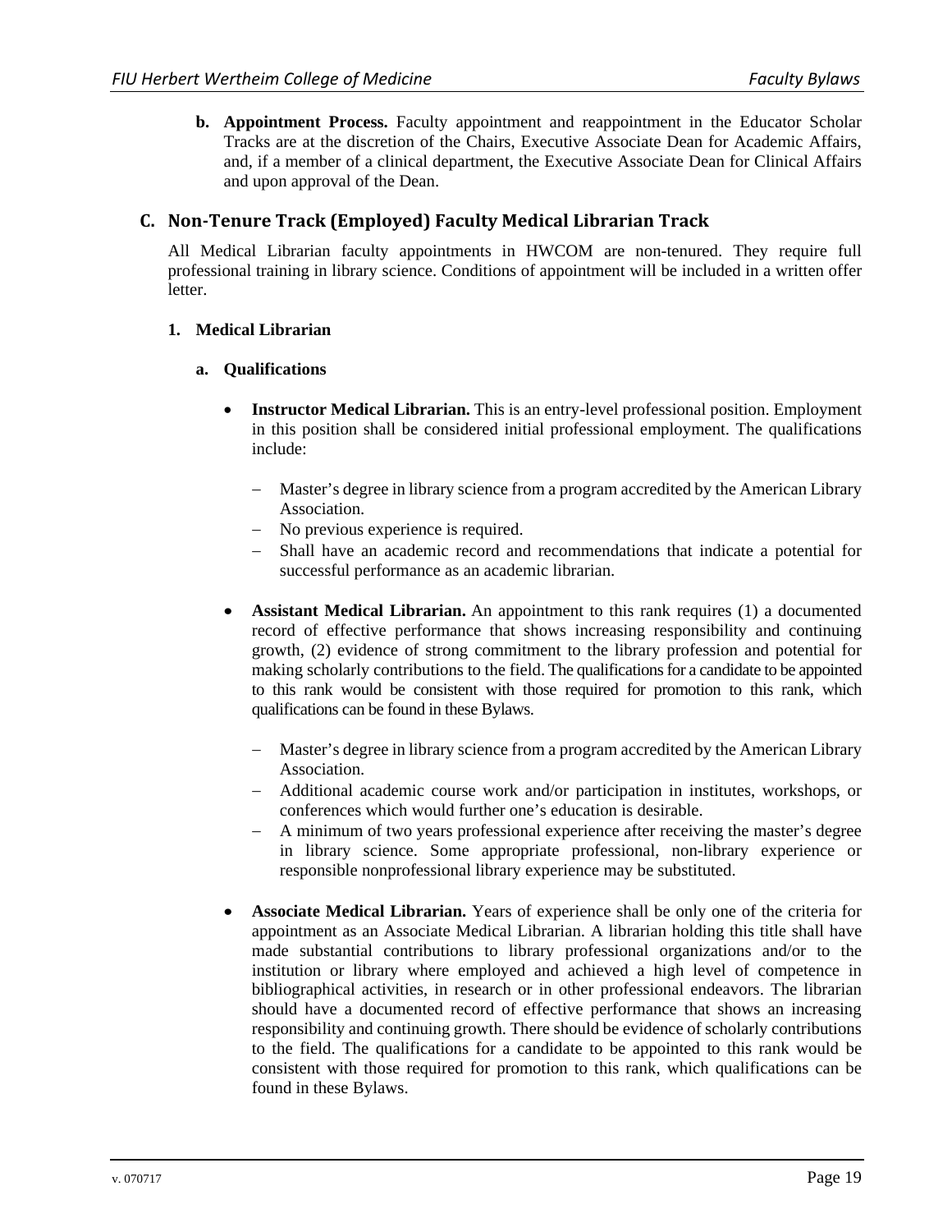**b. Appointment Process.** Faculty appointment and reappointment in the Educator Scholar Tracks are at the discretion of the Chairs, Executive Associate Dean for Academic Affairs, and, if a member of a clinical department, the Executive Associate Dean for Clinical Affairs and upon approval of the Dean.

## C. Non-Tenure Track (Employed) Faculty Medical Librarian Track

All Medical Librarian faculty appointments in HWCOM are non-tenured. They require full professional training in library science. Conditions of appointment will be included in a written offer letter.

### 1. Medical Librarian

#### a. Qualifications

- **Instructor Medical Librarian.** This is an entry-level professional position. Employment in this position shall be considered initial professional employment. The qualifications include:
  - Master's degree in library science from a program accredited by the American Library Association.
  - No previous experience is required.
  - Shall have an academic record and recommendations that indicate a potential for successful performance as an academic librarian.

- **Assistant Medical Librarian.** An appointment to this rank requires (1) a documented record of effective performance that shows increasing responsibility and continuing growth, (2) evidence of strong commitment to the library profession and potential for making scholarly contributions to the field. The qualifications for a candidate to be appointed to this rank would be consistent with those required for promotion to this rank, which qualifications can be found in these Bylaws.
  - Master's degree in library science from a program accredited by the American Library Association.
  - Additional academic course work and/or participation in institutes, workshops, or conferences which would further one's education is desirable.
  - A minimum of two years professional experience after receiving the master's degree in library science. Some appropriate professional, non-library experience or responsible nonprofessional library experience may be substituted.

- **Associate Medical Librarian.** Years of experience shall be only one of the criteria for appointment as an Associate Medical Librarian. A librarian holding this title shall have made substantial contributions to library professional organizations and/or to the institution or library where employed and achieved a high level of competence in bibliographical activities, in research or in other professional endeavors. The librarian should have a documented record of effective performance that shows an increasing responsibility and continuing growth. There should be evidence of scholarly contributions to the field. The qualifications for a candidate to be appointed to this rank would be consistent with those required for promotion to this rank, which qualifications can be found in these Bylaws.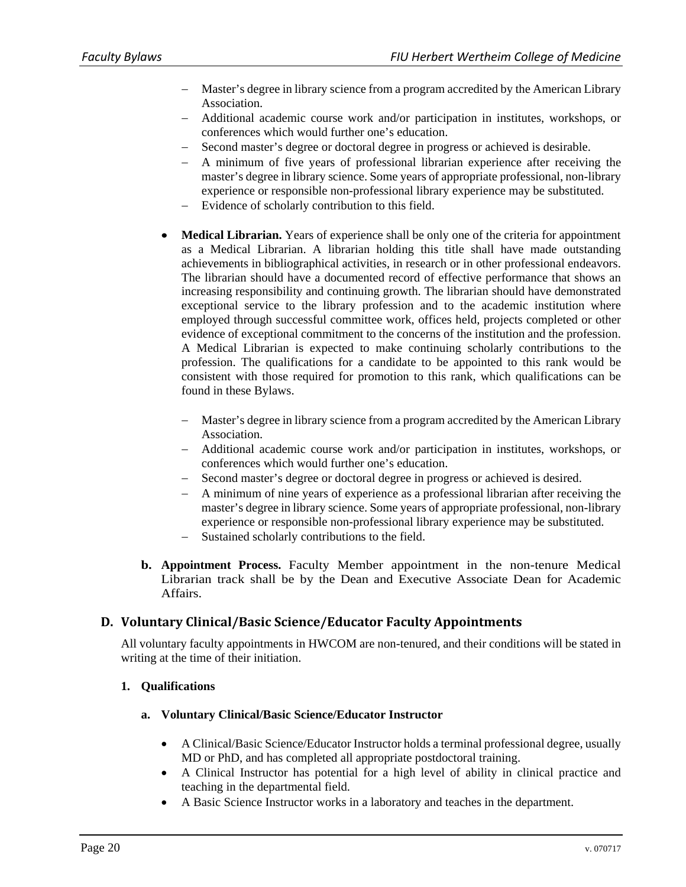- Master's degree in library science from a program accredited by the American Library Association.
  - Additional academic course work and/or participation in institutes, workshops, or conferences which would further one's education.
  - Second master's degree or doctoral degree in progress or achieved is desirable.
  - A minimum of five years of professional librarian experience after receiving the master's degree in library science. Some years of appropriate professional, non-library experience or responsible non-professional library experience may be substituted.
  - Evidence of scholarly contribution to this field.

- **Medical Librarian.** Years of experience shall be only one of the criteria for appointment as a Medical Librarian. A librarian holding this title shall have made outstanding achievements in bibliographical activities, in research or in other professional endeavors. The librarian should have a documented record of effective performance that shows an increasing responsibility and continuing growth. The librarian should have demonstrated exceptional service to the library profession and to the academic institution where employed through successful committee work, offices held, projects completed or other evidence of exceptional commitment to the concerns of the institution and the profession. A Medical Librarian is expected to make continuing scholarly contributions to the profession. The qualifications for a candidate to be appointed to this rank would be consistent with those required for promotion to this rank, which qualifications can be found in these Bylaws.

  - Master's degree in library science from a program accredited by the American Library Association.
  - Additional academic course work and/or participation in institutes, workshops, or conferences which would further one's education.
  - Second master's degree or doctoral degree in progress or achieved is desired.
  - A minimum of nine years of experience as a professional librarian after receiving the master's degree in library science. Some years of appropriate professional, non-library experience or responsible non-professional library experience may be substituted.
  - Sustained scholarly contributions to the field.

**b. Appointment Process.** Faculty Member appointment in the non-tenure Medical Librarian track shall be by the Dean and Executive Associate Dean for Academic Affairs.

## D. Voluntary Clinical/Basic Science/Educator Faculty Appointments

All voluntary faculty appointments in HWCOM are non-tenured, and their conditions will be stated in writing at the time of their initiation.

**1. Qualifications**

**a. Voluntary Clinical/Basic Science/Educator Instructor**

- A Clinical/Basic Science/Educator Instructor holds a terminal professional degree, usually MD or PhD, and has completed all appropriate postdoctoral training.
- A Clinical Instructor has potential for a high level of ability in clinical practice and teaching in the departmental field.
- A Basic Science Instructor works in a laboratory and teaches in the department.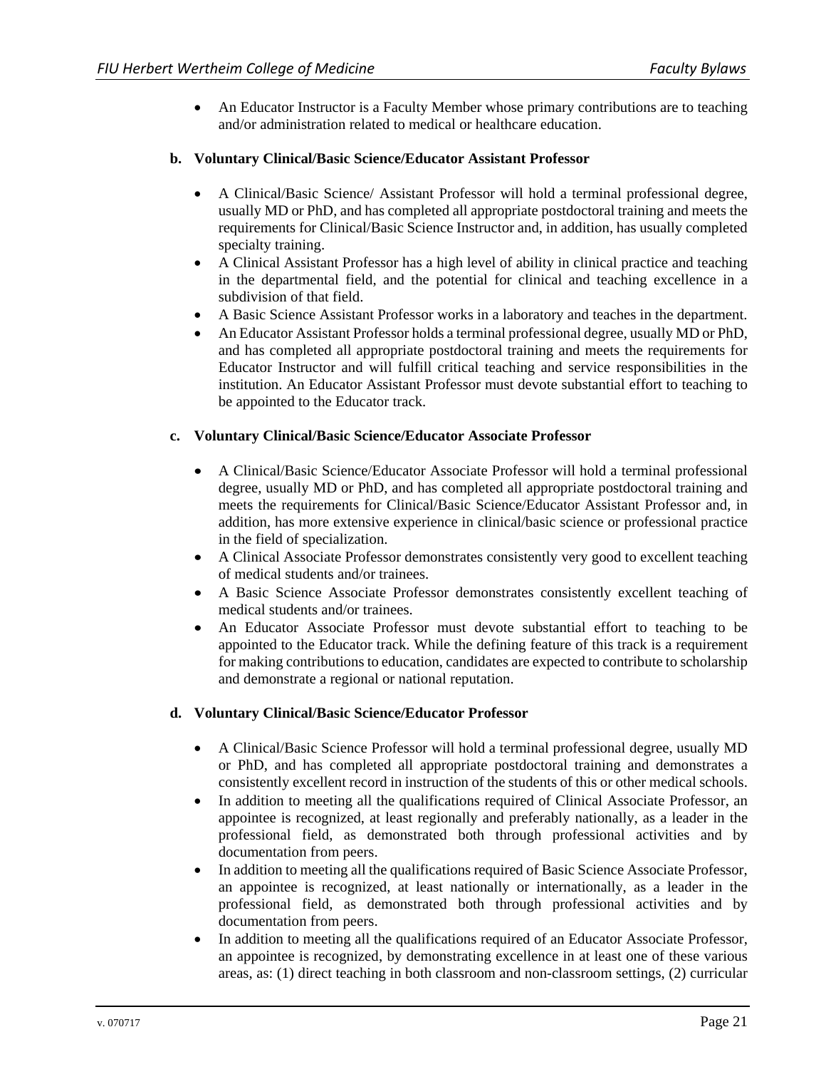- An Educator Instructor is a Faculty Member whose primary contributions are to teaching and/or administration related to medical or healthcare education.

**b. Voluntary Clinical/Basic Science/Educator Assistant Professor**

- A Clinical/Basic Science/ Assistant Professor will hold a terminal professional degree, usually MD or PhD, and has completed all appropriate postdoctoral training and meets the requirements for Clinical/Basic Science Instructor and, in addition, has usually completed specialty training.
- A Clinical Assistant Professor has a high level of ability in clinical practice and teaching in the departmental field, and the potential for clinical and teaching excellence in a subdivision of that field.
- A Basic Science Assistant Professor works in a laboratory and teaches in the department.
- An Educator Assistant Professor holds a terminal professional degree, usually MD or PhD, and has completed all appropriate postdoctoral training and meets the requirements for Educator Instructor and will fulfill critical teaching and service responsibilities in the institution. An Educator Assistant Professor must devote substantial effort to teaching to be appointed to the Educator track.

**c. Voluntary Clinical/Basic Science/Educator Associate Professor**

- A Clinical/Basic Science/Educator Associate Professor will hold a terminal professional degree, usually MD or PhD, and has completed all appropriate postdoctoral training and meets the requirements for Clinical/Basic Science/Educator Assistant Professor and, in addition, has more extensive experience in clinical/basic science or professional practice in the field of specialization.
- A Clinical Associate Professor demonstrates consistently very good to excellent teaching of medical students and/or trainees.
- A Basic Science Associate Professor demonstrates consistently excellent teaching of medical students and/or trainees.
- An Educator Associate Professor must devote substantial effort to teaching to be appointed to the Educator track. While the defining feature of this track is a requirement for making contributions to education, candidates are expected to contribute to scholarship and demonstrate a regional or national reputation.

**d. Voluntary Clinical/Basic Science/Educator Professor**

- A Clinical/Basic Science Professor will hold a terminal professional degree, usually MD or PhD, and has completed all appropriate postdoctoral training and demonstrates a consistently excellent record in instruction of the students of this or other medical schools.
- In addition to meeting all the qualifications required of Clinical Associate Professor, an appointee is recognized, at least regionally and preferably nationally, as a leader in the professional field, as demonstrated both through professional activities and by documentation from peers.
- In addition to meeting all the qualifications required of Basic Science Associate Professor, an appointee is recognized, at least nationally or internationally, as a leader in the professional field, as demonstrated both through professional activities and by documentation from peers.
- In addition to meeting all the qualifications required of an Educator Associate Professor, an appointee is recognized, by demonstrating excellence in at least one of these various areas, as: (1) direct teaching in both classroom and non-classroom settings, (2) curricular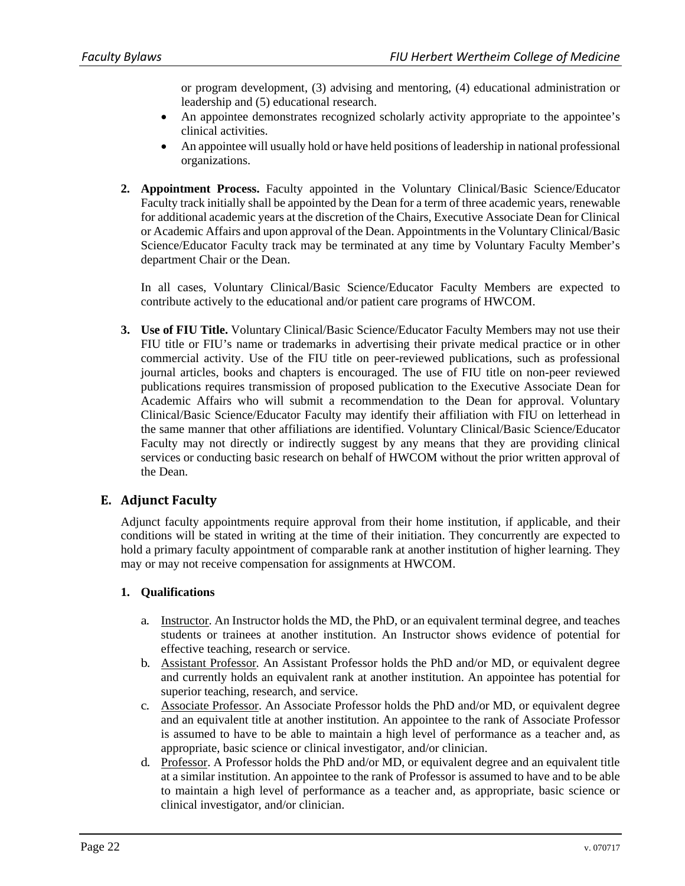or program development, (3) advising and mentoring, (4) educational administration or leadership and (5) educational research.

- An appointee demonstrates recognized scholarly activity appropriate to the appointee's clinical activities.
- An appointee will usually hold or have held positions of leadership in national professional organizations.

**2. Appointment Process.** Faculty appointed in the Voluntary Clinical/Basic Science/Educator Faculty track initially shall be appointed by the Dean for a term of three academic years, renewable for additional academic years at the discretion of the Chairs, Executive Associate Dean for Clinical or Academic Affairs and upon approval of the Dean. Appointments in the Voluntary Clinical/Basic Science/Educator Faculty track may be terminated at any time by Voluntary Faculty Member's department Chair or the Dean.

In all cases, Voluntary Clinical/Basic Science/Educator Faculty Members are expected to contribute actively to the educational and/or patient care programs of HWCOM.

**3. Use of FIU Title.** Voluntary Clinical/Basic Science/Educator Faculty Members may not use their FIU title or FIU's name or trademarks in advertising their private medical practice or in other commercial activity. Use of the FIU title on peer-reviewed publications, such as professional journal articles, books and chapters is encouraged. The use of FIU title on non-peer reviewed publications requires transmission of proposed publication to the Executive Associate Dean for Academic Affairs who will submit a recommendation to the Dean for approval. Voluntary Clinical/Basic Science/Educator Faculty may identify their affiliation with FIU on letterhead in the same manner that other affiliations are identified. Voluntary Clinical/Basic Science/Educator Faculty may not directly or indirectly suggest by any means that they are providing clinical services or conducting basic research on behalf of HWCOM without the prior written approval of the Dean.

## E. Adjunct Faculty

Adjunct faculty appointments require approval from their home institution, if applicable, and their conditions will be stated in writing at the time of their initiation. They concurrently are expected to hold a primary faculty appointment of comparable rank at another institution of higher learning. They may or may not receive compensation for assignments at HWCOM.

**1. Qualifications**

a. Instructor. An Instructor holds the MD, the PhD, or an equivalent terminal degree, and teaches students or trainees at another institution. An Instructor shows evidence of potential for effective teaching, research or service.

b. Assistant Professor. An Assistant Professor holds the PhD and/or MD, or equivalent degree and currently holds an equivalent rank at another institution. An appointee has potential for superior teaching, research, and service.

c. Associate Professor. An Associate Professor holds the PhD and/or MD, or equivalent degree and an equivalent title at another institution. An appointee to the rank of Associate Professor is assumed to have to be able to maintain a high level of performance as a teacher and, as appropriate, basic science or clinical investigator, and/or clinician.

d. Professor. A Professor holds the PhD and/or MD, or equivalent degree and an equivalent title at a similar institution. An appointee to the rank of Professor is assumed to have and to be able to maintain a high level of performance as a teacher and, as appropriate, basic science or clinical investigator, and/or clinician.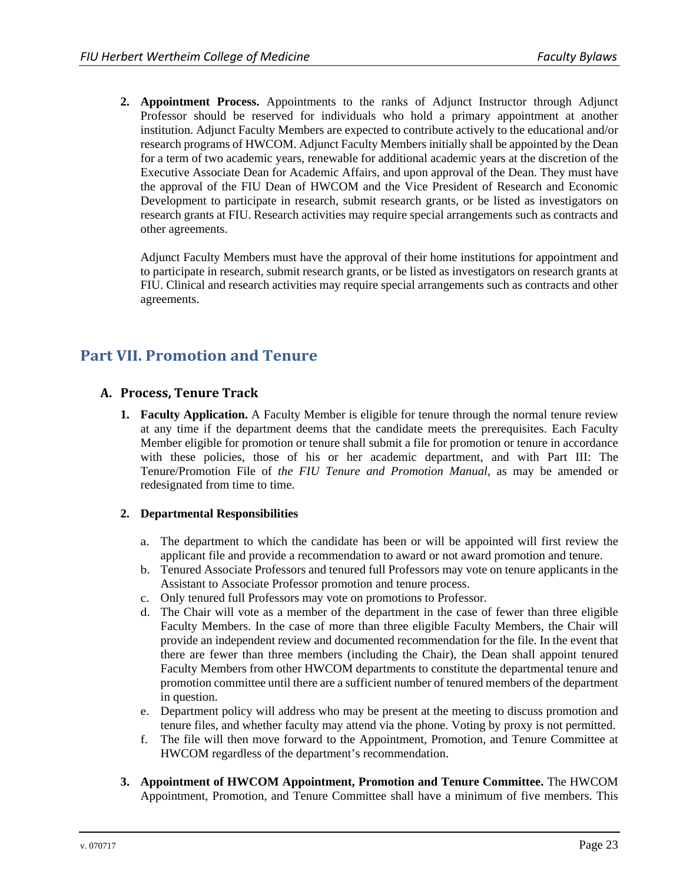2. **Appointment Process.** Appointments to the ranks of Adjunct Instructor through Adjunct Professor should be reserved for individuals who hold a primary appointment at another institution. Adjunct Faculty Members are expected to contribute actively to the educational and/or research programs of HWCOM. Adjunct Faculty Members initially shall be appointed by the Dean for a term of two academic years, renewable for additional academic years at the discretion of the Executive Associate Dean for Academic Affairs, and upon approval of the Dean. They must have the approval of the FIU Dean of HWCOM and the Vice President of Research and Economic Development to participate in research, submit research grants, or be listed as investigators on research grants at FIU. Research activities may require special arrangements such as contracts and other agreements.

   Adjunct Faculty Members must have the approval of their home institutions for appointment and to participate in research, submit research grants, or be listed as investigators on research grants at FIU. Clinical and research activities may require special arrangements such as contracts and other agreements.

# Part VII. Promotion and Tenure

## A. Process, Tenure Track

1. **Faculty Application.** A Faculty Member is eligible for tenure through the normal tenure review at any time if the department deems that the candidate meets the prerequisites. Each Faculty Member eligible for promotion or tenure shall submit a file for promotion or tenure in accordance with these policies, those of his or her academic department, and with Part III: The Tenure/Promotion File of *the FIU Tenure and Promotion Manual*, as may be amended or redesignated from time to time.

2. **Departmental Responsibilities**

   a. The department to which the candidate has been or will be appointed will first review the applicant file and provide a recommendation to award or not award promotion and tenure.
   b. Tenured Associate Professors and tenured full Professors may vote on tenure applicants in the Assistant to Associate Professor promotion and tenure process.
   c. Only tenured full Professors may vote on promotions to Professor.
   d. The Chair will vote as a member of the department in the case of fewer than three eligible Faculty Members. In the case of more than three eligible Faculty Members, the Chair will provide an independent review and documented recommendation for the file. In the event that there are fewer than three members (including the Chair), the Dean shall appoint tenured Faculty Members from other HWCOM departments to constitute the departmental tenure and promotion committee until there are a sufficient number of tenured members of the department in question.
   e. Department policy will address who may be present at the meeting to discuss promotion and tenure files, and whether faculty may attend via the phone. Voting by proxy is not permitted.
   f. The file will then move forward to the Appointment, Promotion, and Tenure Committee at HWCOM regardless of the department's recommendation.

3. **Appointment of HWCOM Appointment, Promotion and Tenure Committee.** The HWCOM Appointment, Promotion, and Tenure Committee shall have a minimum of five members. This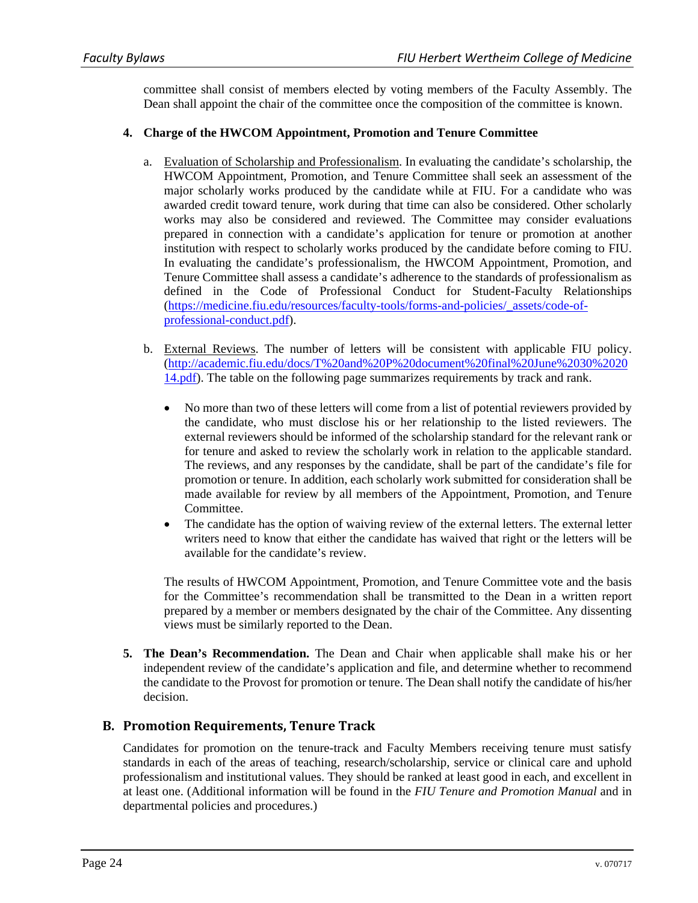committee shall consist of members elected by voting members of the Faculty Assembly. The Dean shall appoint the chair of the committee once the composition of the committee is known.

**4. Charge of the HWCOM Appointment, Promotion and Tenure Committee**

a. Evaluation of Scholarship and Professionalism. In evaluating the candidate's scholarship, the HWCOM Appointment, Promotion, and Tenure Committee shall seek an assessment of the major scholarly works produced by the candidate while at FIU. For a candidate who was awarded credit toward tenure, work during that time can also be considered. Other scholarly works may also be considered and reviewed. The Committee may consider evaluations prepared in connection with a candidate's application for tenure or promotion at another institution with respect to scholarly works produced by the candidate before coming to FIU. In evaluating the candidate's professionalism, the HWCOM Appointment, Promotion, and Tenure Committee shall assess a candidate's adherence to the standards of professionalism as defined in the Code of Professional Conduct for Student-Faculty Relationships (https://medicine.fiu.edu/resources/faculty-tools/forms-and-policies/_assets/code-of-professional-conduct.pdf).

b. External Reviews. The number of letters will be consistent with applicable FIU policy. (http://academic.fiu.edu/docs/T%20and%20P%20document%20final%20June%2030%202014.pdf). The table on the following page summarizes requirements by track and rank.

- No more than two of these letters will come from a list of potential reviewers provided by the candidate, who must disclose his or her relationship to the listed reviewers. The external reviewers should be informed of the scholarship standard for the relevant rank or for tenure and asked to review the scholarly work in relation to the applicable standard. The reviews, and any responses by the candidate, shall be part of the candidate's file for promotion or tenure. In addition, each scholarly work submitted for consideration shall be made available for review by all members of the Appointment, Promotion, and Tenure Committee.
- The candidate has the option of waiving review of the external letters. The external letter writers need to know that either the candidate has waived that right or the letters will be available for the candidate's review.

The results of HWCOM Appointment, Promotion, and Tenure Committee vote and the basis for the Committee's recommendation shall be transmitted to the Dean in a written report prepared by a member or members designated by the chair of the Committee. Any dissenting views must be similarly reported to the Dean.

**5. The Dean's Recommendation.** The Dean and Chair when applicable shall make his or her independent review of the candidate's application and file, and determine whether to recommend the candidate to the Provost for promotion or tenure. The Dean shall notify the candidate of his/her decision.

## B. Promotion Requirements, Tenure Track

Candidates for promotion on the tenure-track and Faculty Members receiving tenure must satisfy standards in each of the areas of teaching, research/scholarship, service or clinical care and uphold professionalism and institutional values. They should be ranked at least good in each, and excellent in at least one. (Additional information will be found in the *FIU Tenure and Promotion Manual* and in departmental policies and procedures.)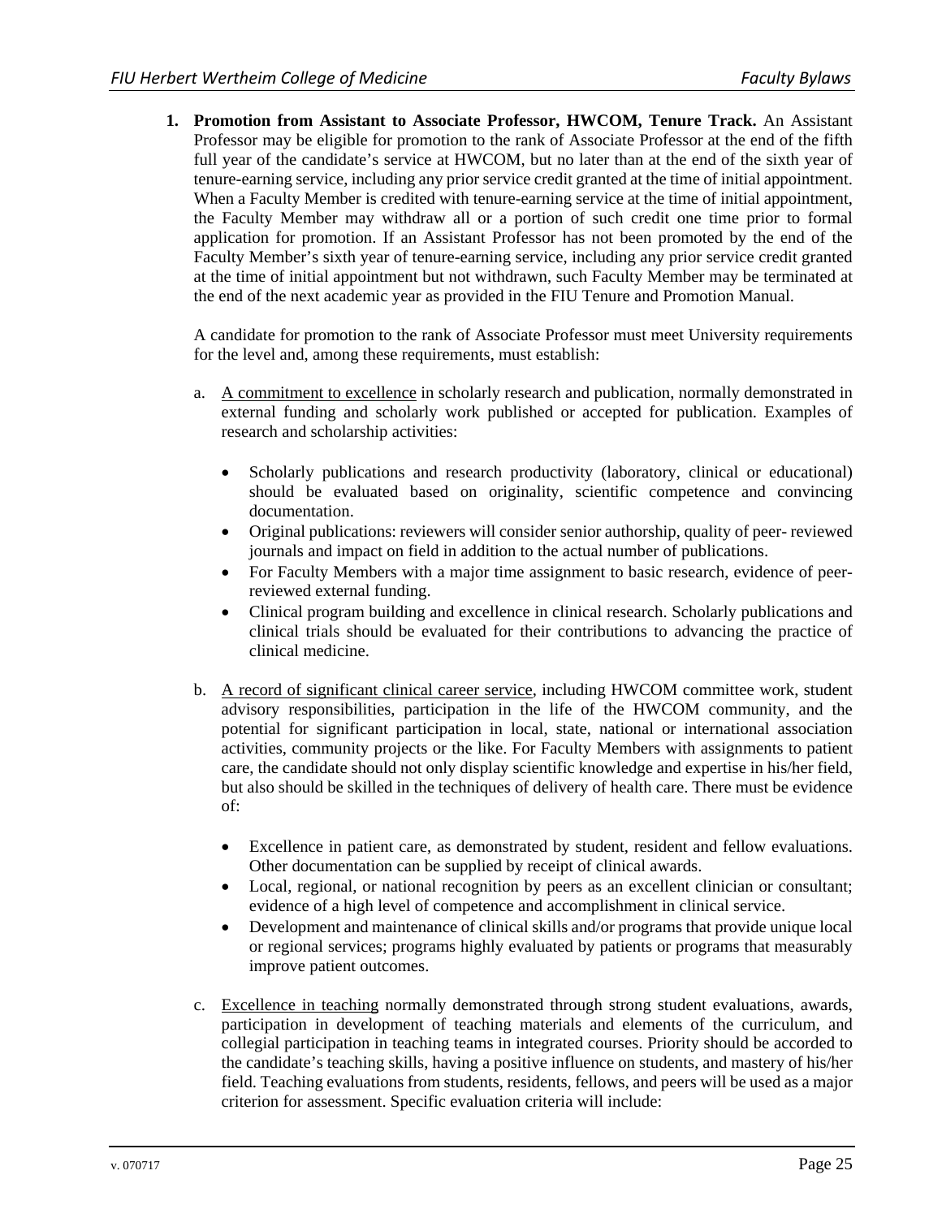1. **Promotion from Assistant to Associate Professor, HWCOM, Tenure Track.** An Assistant Professor may be eligible for promotion to the rank of Associate Professor at the end of the fifth full year of the candidate's service at HWCOM, but no later than at the end of the sixth year of tenure-earning service, including any prior service credit granted at the time of initial appointment. When a Faculty Member is credited with tenure-earning service at the time of initial appointment, the Faculty Member may withdraw all or a portion of such credit one time prior to formal application for promotion. If an Assistant Professor has not been promoted by the end of the Faculty Member's sixth year of tenure-earning service, including any prior service credit granted at the time of initial appointment but not withdrawn, such Faculty Member may be terminated at the end of the next academic year as provided in the FIU Tenure and Promotion Manual.

   A candidate for promotion to the rank of Associate Professor must meet University requirements for the level and, among these requirements, must establish:

   a. A commitment to excellence in scholarly research and publication, normally demonstrated in external funding and scholarly work published or accepted for publication. Examples of research and scholarship activities:

      - Scholarly publications and research productivity (laboratory, clinical or educational) should be evaluated based on originality, scientific competence and convincing documentation.
      - Original publications: reviewers will consider senior authorship, quality of peer- reviewed journals and impact on field in addition to the actual number of publications.
      - For Faculty Members with a major time assignment to basic research, evidence of peer-reviewed external funding.
      - Clinical program building and excellence in clinical research. Scholarly publications and clinical trials should be evaluated for their contributions to advancing the practice of clinical medicine.

   b. A record of significant clinical career service, including HWCOM committee work, student advisory responsibilities, participation in the life of the HWCOM community, and the potential for significant participation in local, state, national or international association activities, community projects or the like. For Faculty Members with assignments to patient care, the candidate should not only display scientific knowledge and expertise in his/her field, but also should be skilled in the techniques of delivery of health care. There must be evidence of:

      - Excellence in patient care, as demonstrated by student, resident and fellow evaluations. Other documentation can be supplied by receipt of clinical awards.
      - Local, regional, or national recognition by peers as an excellent clinician or consultant; evidence of a high level of competence and accomplishment in clinical service.
      - Development and maintenance of clinical skills and/or programs that provide unique local or regional services; programs highly evaluated by patients or programs that measurably improve patient outcomes.

   c. Excellence in teaching normally demonstrated through strong student evaluations, awards, participation in development of teaching materials and elements of the curriculum, and collegial participation in teaching teams in integrated courses. Priority should be accorded to the candidate's teaching skills, having a positive influence on students, and mastery of his/her field. Teaching evaluations from students, residents, fellows, and peers will be used as a major criterion for assessment. Specific evaluation criteria will include: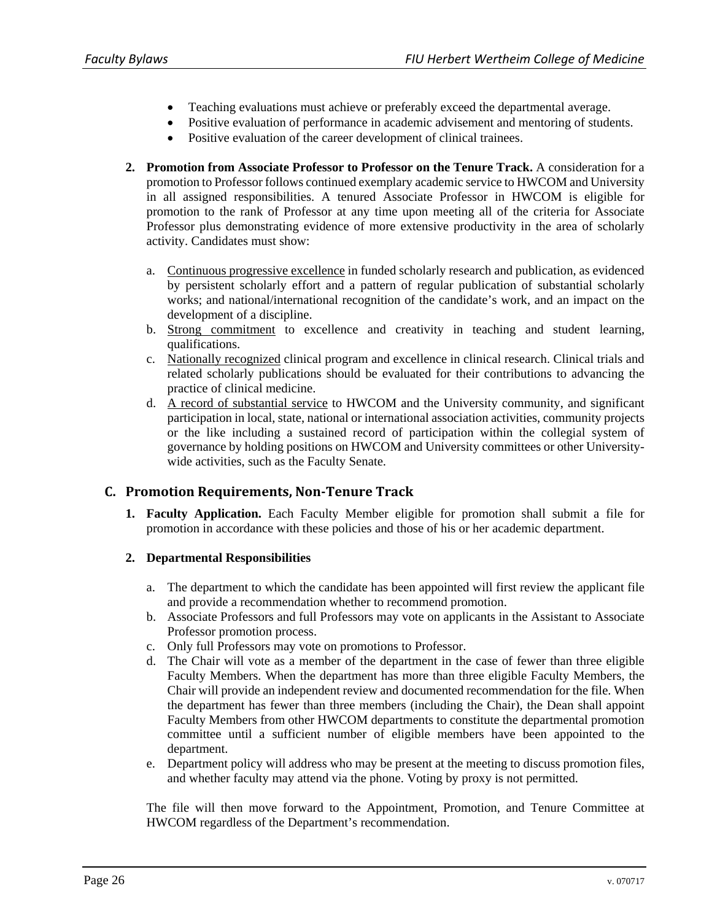- Teaching evaluations must achieve or preferably exceed the departmental average.
- Positive evaluation of performance in academic advisement and mentoring of students.
- Positive evaluation of the career development of clinical trainees.

2. **Promotion from Associate Professor to Professor on the Tenure Track.** A consideration for a promotion to Professor follows continued exemplary academic service to HWCOM and University in all assigned responsibilities. A tenured Associate Professor in HWCOM is eligible for promotion to the rank of Professor at any time upon meeting all of the criteria for Associate Professor plus demonstrating evidence of more extensive productivity in the area of scholarly activity. Candidates must show:

   a. <u>Continuous progressive excellence</u> in funded scholarly research and publication, as evidenced by persistent scholarly effort and a pattern of regular publication of substantial scholarly works; and national/international recognition of the candidate's work, and an impact on the development of a discipline.
   b. <u>Strong commitment</u> to excellence and creativity in teaching and student learning, qualifications.
   c. <u>Nationally recognized</u> clinical program and excellence in clinical research. Clinical trials and related scholarly publications should be evaluated for their contributions to advancing the practice of clinical medicine.
   d. <u>A record of substantial service</u> to HWCOM and the University community, and significant participation in local, state, national or international association activities, community projects or the like including a sustained record of participation within the collegial system of governance by holding positions on HWCOM and University committees or other University-wide activities, such as the Faculty Senate.

## C. Promotion Requirements, Non-Tenure Track

1. **Faculty Application.** Each Faculty Member eligible for promotion shall submit a file for promotion in accordance with these policies and those of his or her academic department.

2. **Departmental Responsibilities**

   a. The department to which the candidate has been appointed will first review the applicant file and provide a recommendation whether to recommend promotion.
   b. Associate Professors and full Professors may vote on applicants in the Assistant to Associate Professor promotion process.
   c. Only full Professors may vote on promotions to Professor.
   d. The Chair will vote as a member of the department in the case of fewer than three eligible Faculty Members. When the department has more than three eligible Faculty Members, the Chair will provide an independent review and documented recommendation for the file. When the department has fewer than three members (including the Chair), the Dean shall appoint Faculty Members from other HWCOM departments to constitute the departmental promotion committee until a sufficient number of eligible members have been appointed to the department.
   e. Department policy will address who may be present at the meeting to discuss promotion files, and whether faculty may attend via the phone. Voting by proxy is not permitted.

   The file will then move forward to the Appointment, Promotion, and Tenure Committee at HWCOM regardless of the Department's recommendation.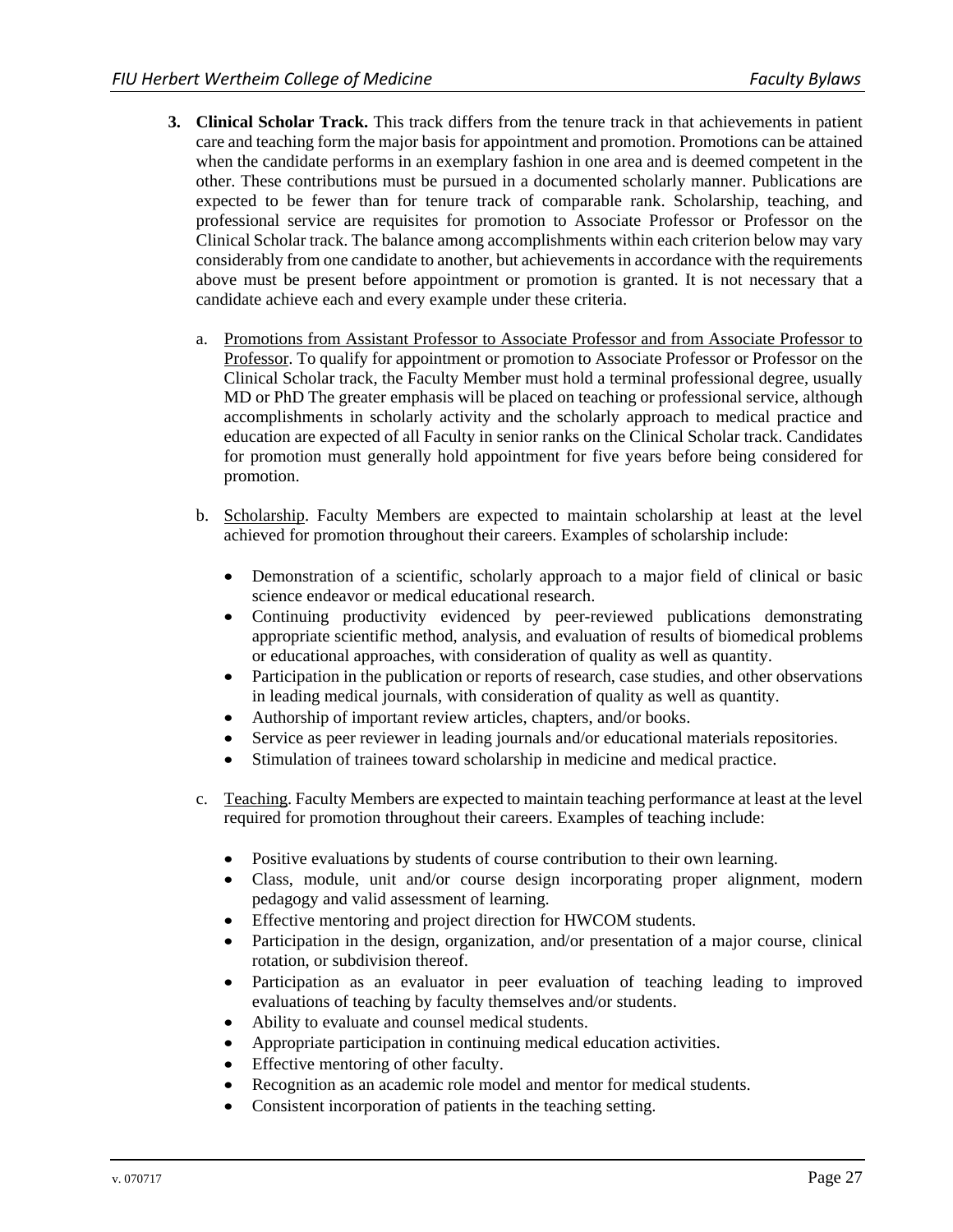3. **Clinical Scholar Track.** This track differs from the tenure track in that achievements in patient care and teaching form the major basis for appointment and promotion. Promotions can be attained when the candidate performs in an exemplary fashion in one area and is deemed competent in the other. These contributions must be pursued in a documented scholarly manner. Publications are expected to be fewer than for tenure track of comparable rank. Scholarship, teaching, and professional service are requisites for promotion to Associate Professor or Professor on the Clinical Scholar track. The balance among accomplishments within each criterion below may vary considerably from one candidate to another, but achievements in accordance with the requirements above must be present before appointment or promotion is granted. It is not necessary that a candidate achieve each and every example under these criteria.

   a. <u>Promotions from Assistant Professor to Associate Professor and from Associate Professor to Professor</u>. To qualify for appointment or promotion to Associate Professor or Professor on the Clinical Scholar track, the Faculty Member must hold a terminal professional degree, usually MD or PhD The greater emphasis will be placed on teaching or professional service, although accomplishments in scholarly activity and the scholarly approach to medical practice and education are expected of all Faculty in senior ranks on the Clinical Scholar track. Candidates for promotion must generally hold appointment for five years before being considered for promotion.

   b. <u>Scholarship</u>. Faculty Members are expected to maintain scholarship at least at the level achieved for promotion throughout their careers. Examples of scholarship include:

      - Demonstration of a scientific, scholarly approach to a major field of clinical or basic science endeavor or medical educational research.
      - Continuing productivity evidenced by peer-reviewed publications demonstrating appropriate scientific method, analysis, and evaluation of results of biomedical problems or educational approaches, with consideration of quality as well as quantity.
      - Participation in the publication or reports of research, case studies, and other observations in leading medical journals, with consideration of quality as well as quantity.
      - Authorship of important review articles, chapters, and/or books.
      - Service as peer reviewer in leading journals and/or educational materials repositories.
      - Stimulation of trainees toward scholarship in medicine and medical practice.

   c. <u>Teaching</u>. Faculty Members are expected to maintain teaching performance at least at the level required for promotion throughout their careers. Examples of teaching include:

      - Positive evaluations by students of course contribution to their own learning.
      - Class, module, unit and/or course design incorporating proper alignment, modern pedagogy and valid assessment of learning.
      - Effective mentoring and project direction for HWCOM students.
      - Participation in the design, organization, and/or presentation of a major course, clinical rotation, or subdivision thereof.
      - Participation as an evaluator in peer evaluation of teaching leading to improved evaluations of teaching by faculty themselves and/or students.
      - Ability to evaluate and counsel medical students.
      - Appropriate participation in continuing medical education activities.
      - Effective mentoring of other faculty.
      - Recognition as an academic role model and mentor for medical students.
      - Consistent incorporation of patients in the teaching setting.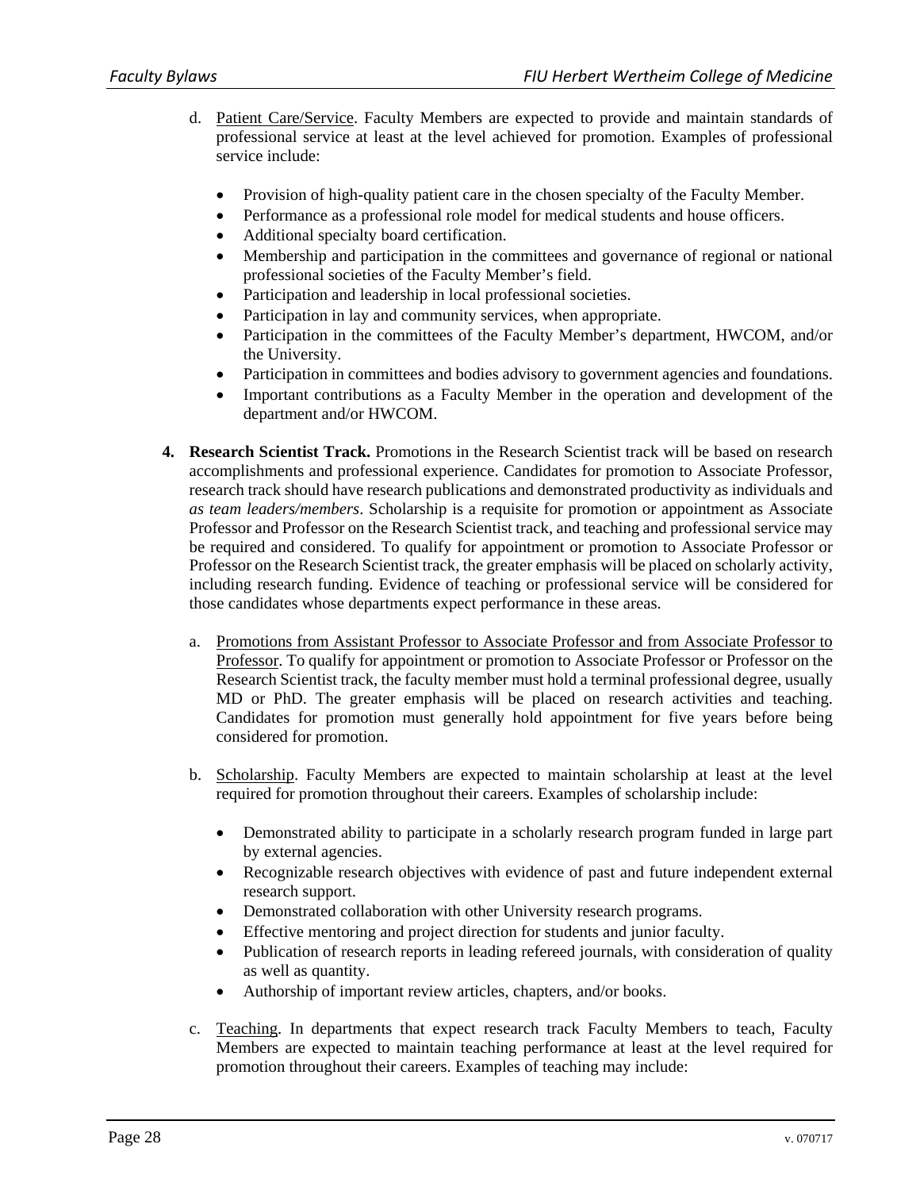d. <u>Patient Care/Service</u>. Faculty Members are expected to provide and maintain standards of professional service at least at the level achieved for promotion. Examples of professional service include:

- Provision of high-quality patient care in the chosen specialty of the Faculty Member.
- Performance as a professional role model for medical students and house officers.
- Additional specialty board certification.
- Membership and participation in the committees and governance of regional or national professional societies of the Faculty Member's field.
- Participation and leadership in local professional societies.
- Participation in lay and community services, when appropriate.
- Participation in the committees of the Faculty Member's department, HWCOM, and/or the University.
- Participation in committees and bodies advisory to government agencies and foundations.
- Important contributions as a Faculty Member in the operation and development of the department and/or HWCOM.

4. **Research Scientist Track.** Promotions in the Research Scientist track will be based on research accomplishments and professional experience. Candidates for promotion to Associate Professor, research track should have research publications and demonstrated productivity as individuals and *as team leaders/members*. Scholarship is a requisite for promotion or appointment as Associate Professor and Professor on the Research Scientist track, and teaching and professional service may be required and considered. To qualify for appointment or promotion to Associate Professor or Professor on the Research Scientist track, the greater emphasis will be placed on scholarly activity, including research funding. Evidence of teaching or professional service will be considered for those candidates whose departments expect performance in these areas.

   a. <u>Promotions from Assistant Professor to Associate Professor and from Associate Professor to Professor</u>. To qualify for appointment or promotion to Associate Professor or Professor on the Research Scientist track, the faculty member must hold a terminal professional degree, usually MD or PhD. The greater emphasis will be placed on research activities and teaching. Candidates for promotion must generally hold appointment for five years before being considered for promotion.

   b. <u>Scholarship</u>. Faculty Members are expected to maintain scholarship at least at the level required for promotion throughout their careers. Examples of scholarship include:

   - Demonstrated ability to participate in a scholarly research program funded in large part by external agencies.
   - Recognizable research objectives with evidence of past and future independent external research support.
   - Demonstrated collaboration with other University research programs.
   - Effective mentoring and project direction for students and junior faculty.
   - Publication of research reports in leading refereed journals, with consideration of quality as well as quantity.
   - Authorship of important review articles, chapters, and/or books.

   c. <u>Teaching</u>. In departments that expect research track Faculty Members to teach, Faculty Members are expected to maintain teaching performance at least at the level required for promotion throughout their careers. Examples of teaching may include: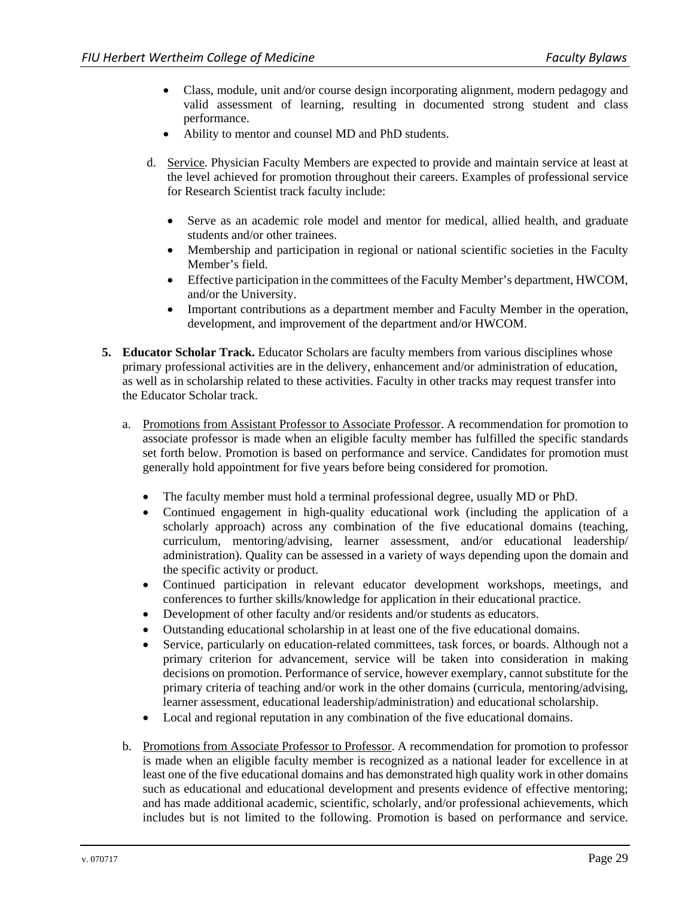- Class, module, unit and/or course design incorporating alignment, modern pedagogy and valid assessment of learning, resulting in documented strong student and class performance.
- Ability to mentor and counsel MD and PhD students.

d. Service. Physician Faculty Members are expected to provide and maintain service at least at the level achieved for promotion throughout their careers. Examples of professional service for Research Scientist track faculty include:

- Serve as an academic role model and mentor for medical, allied health, and graduate students and/or other trainees.
- Membership and participation in regional or national scientific societies in the Faculty Member's field.
- Effective participation in the committees of the Faculty Member's department, HWCOM, and/or the University.
- Important contributions as a department member and Faculty Member in the operation, development, and improvement of the department and/or HWCOM.

**5. Educator Scholar Track.** Educator Scholars are faculty members from various disciplines whose primary professional activities are in the delivery, enhancement and/or administration of education, as well as in scholarship related to these activities. Faculty in other tracks may request transfer into the Educator Scholar track.

a. Promotions from Assistant Professor to Associate Professor. A recommendation for promotion to associate professor is made when an eligible faculty member has fulfilled the specific standards set forth below. Promotion is based on performance and service. Candidates for promotion must generally hold appointment for five years before being considered for promotion.

- The faculty member must hold a terminal professional degree, usually MD or PhD.
- Continued engagement in high-quality educational work (including the application of a scholarly approach) across any combination of the five educational domains (teaching, curriculum, mentoring/advising, learner assessment, and/or educational leadership/ administration). Quality can be assessed in a variety of ways depending upon the domain and the specific activity or product.
- Continued participation in relevant educator development workshops, meetings, and conferences to further skills/knowledge for application in their educational practice.
- Development of other faculty and/or residents and/or students as educators.
- Outstanding educational scholarship in at least one of the five educational domains.
- Service, particularly on education-related committees, task forces, or boards. Although not a primary criterion for advancement, service will be taken into consideration in making decisions on promotion. Performance of service, however exemplary, cannot substitute for the primary criteria of teaching and/or work in the other domains (curricula, mentoring/advising, learner assessment, educational leadership/administration) and educational scholarship.
- Local and regional reputation in any combination of the five educational domains.

b. Promotions from Associate Professor to Professor. A recommendation for promotion to professor is made when an eligible faculty member is recognized as a national leader for excellence in at least one of the five educational domains and has demonstrated high quality work in other domains such as educational and educational development and presents evidence of effective mentoring; and has made additional academic, scientific, scholarly, and/or professional achievements, which includes but is not limited to the following. Promotion is based on performance and service.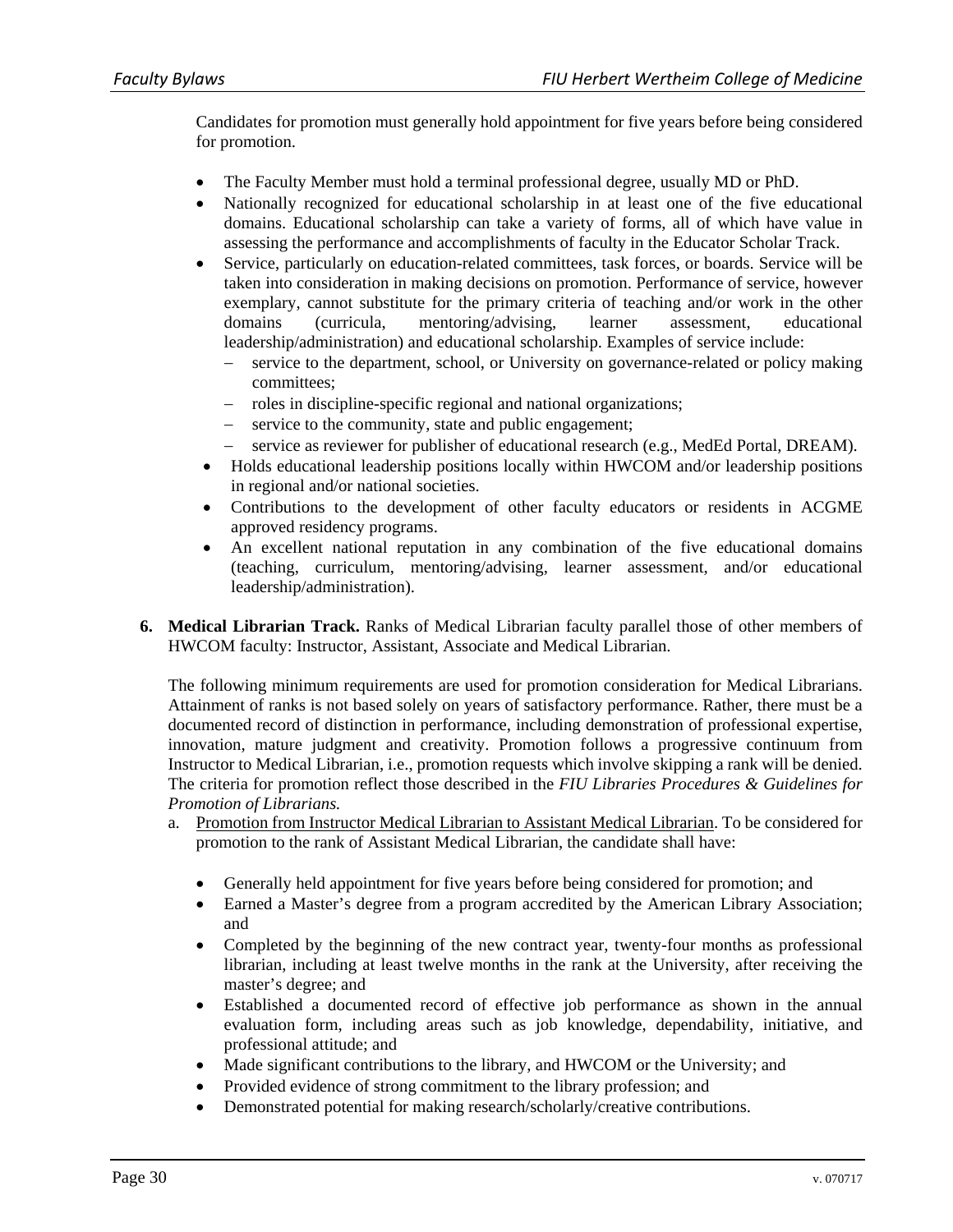Candidates for promotion must generally hold appointment for five years before being considered for promotion.

- The Faculty Member must hold a terminal professional degree, usually MD or PhD.
- Nationally recognized for educational scholarship in at least one of the five educational domains. Educational scholarship can take a variety of forms, all of which have value in assessing the performance and accomplishments of faculty in the Educator Scholar Track.
- Service, particularly on education-related committees, task forces, or boards. Service will be taken into consideration in making decisions on promotion. Performance of service, however exemplary, cannot substitute for the primary criteria of teaching and/or work in the other domains (curricula, mentoring/advising, learner assessment, educational leadership/administration) and educational scholarship. Examples of service include:
  - service to the department, school, or University on governance-related or policy making committees;
  - roles in discipline-specific regional and national organizations;
  - service to the community, state and public engagement;
  - service as reviewer for publisher of educational research (e.g., MedEd Portal, DREAM).
- Holds educational leadership positions locally within HWCOM and/or leadership positions in regional and/or national societies.
- Contributions to the development of other faculty educators or residents in ACGME approved residency programs.
- An excellent national reputation in any combination of the five educational domains (teaching, curriculum, mentoring/advising, learner assessment, and/or educational leadership/administration).

6. **Medical Librarian Track.** Ranks of Medical Librarian faculty parallel those of other members of HWCOM faculty: Instructor, Assistant, Associate and Medical Librarian.

   The following minimum requirements are used for promotion consideration for Medical Librarians. Attainment of ranks is not based solely on years of satisfactory performance. Rather, there must be a documented record of distinction in performance, including demonstration of professional expertise, innovation, mature judgment and creativity. Promotion follows a progressive continuum from Instructor to Medical Librarian, i.e., promotion requests which involve skipping a rank will be denied. The criteria for promotion reflect those described in the *FIU Libraries Procedures & Guidelines for Promotion of Librarians.*

   a. <u>Promotion from Instructor Medical Librarian to Assistant Medical Librarian</u>. To be considered for promotion to the rank of Assistant Medical Librarian, the candidate shall have:

      - Generally held appointment for five years before being considered for promotion; and
      - Earned a Master's degree from a program accredited by the American Library Association; and
      - Completed by the beginning of the new contract year, twenty-four months as professional librarian, including at least twelve months in the rank at the University, after receiving the master's degree; and
      - Established a documented record of effective job performance as shown in the annual evaluation form, including areas such as job knowledge, dependability, initiative, and professional attitude; and
      - Made significant contributions to the library, and HWCOM or the University; and
      - Provided evidence of strong commitment to the library profession; and
      - Demonstrated potential for making research/scholarly/creative contributions.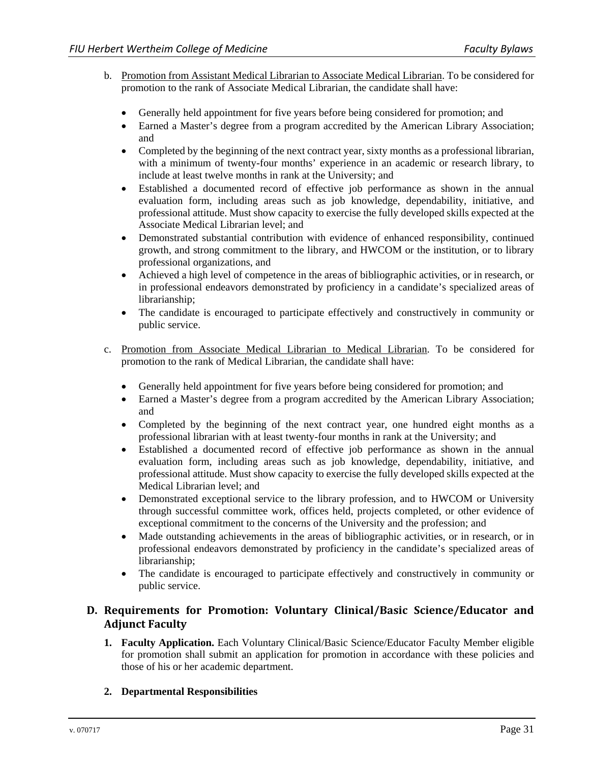b. Promotion from Assistant Medical Librarian to Associate Medical Librarian. To be considered for promotion to the rank of Associate Medical Librarian, the candidate shall have:

- Generally held appointment for five years before being considered for promotion; and
- Earned a Master's degree from a program accredited by the American Library Association; and
- Completed by the beginning of the next contract year, sixty months as a professional librarian, with a minimum of twenty-four months' experience in an academic or research library, to include at least twelve months in rank at the University; and
- Established a documented record of effective job performance as shown in the annual evaluation form, including areas such as job knowledge, dependability, initiative, and professional attitude. Must show capacity to exercise the fully developed skills expected at the Associate Medical Librarian level; and
- Demonstrated substantial contribution with evidence of enhanced responsibility, continued growth, and strong commitment to the library, and HWCOM or the institution, or to library professional organizations, and
- Achieved a high level of competence in the areas of bibliographic activities, or in research, or in professional endeavors demonstrated by proficiency in a candidate's specialized areas of librarianship;
- The candidate is encouraged to participate effectively and constructively in community or public service.

c. Promotion from Associate Medical Librarian to Medical Librarian. To be considered for promotion to the rank of Medical Librarian, the candidate shall have:

- Generally held appointment for five years before being considered for promotion; and
- Earned a Master's degree from a program accredited by the American Library Association; and
- Completed by the beginning of the next contract year, one hundred eight months as a professional librarian with at least twenty-four months in rank at the University; and
- Established a documented record of effective job performance as shown in the annual evaluation form, including areas such as job knowledge, dependability, initiative, and professional attitude. Must show capacity to exercise the fully developed skills expected at the Medical Librarian level; and
- Demonstrated exceptional service to the library profession, and to HWCOM or University through successful committee work, offices held, projects completed, or other evidence of exceptional commitment to the concerns of the University and the profession; and
- Made outstanding achievements in the areas of bibliographic activities, or in research, or in professional endeavors demonstrated by proficiency in the candidate's specialized areas of librarianship;
- The candidate is encouraged to participate effectively and constructively in community or public service.

## D. Requirements for Promotion: Voluntary Clinical/Basic Science/Educator and Adjunct Faculty

1. **Faculty Application.** Each Voluntary Clinical/Basic Science/Educator Faculty Member eligible for promotion shall submit an application for promotion in accordance with these policies and those of his or her academic department.

2. **Departmental Responsibilities**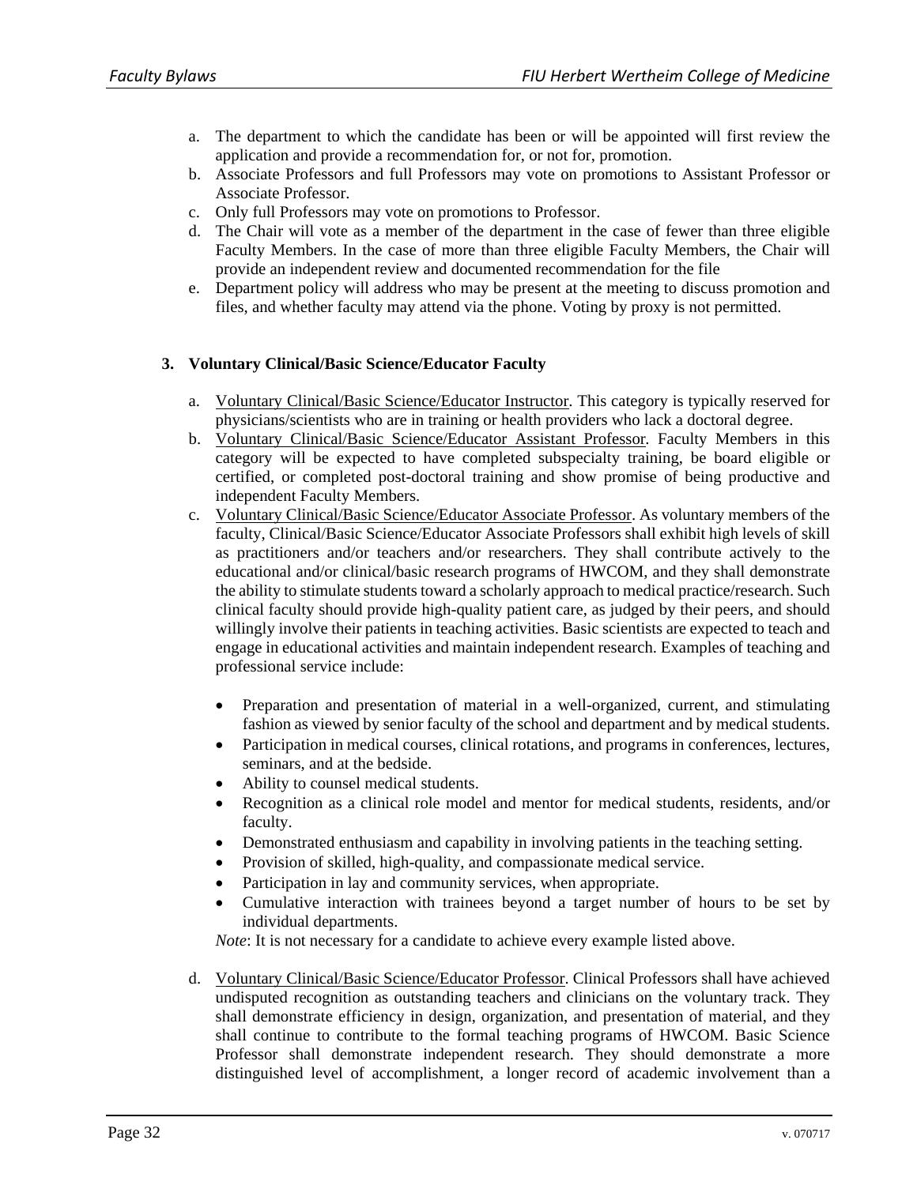a. The department to which the candidate has been or will be appointed will first review the application and provide a recommendation for, or not for, promotion.
b. Associate Professors and full Professors may vote on promotions to Assistant Professor or Associate Professor.
c. Only full Professors may vote on promotions to Professor.
d. The Chair will vote as a member of the department in the case of fewer than three eligible Faculty Members. In the case of more than three eligible Faculty Members, the Chair will provide an independent review and documented recommendation for the file
e. Department policy will address who may be present at the meeting to discuss promotion and files, and whether faculty may attend via the phone. Voting by proxy is not permitted.

**3. Voluntary Clinical/Basic Science/Educator Faculty**

a. <u>Voluntary Clinical/Basic Science/Educator Instructor</u>. This category is typically reserved for physicians/scientists who are in training or health providers who lack a doctoral degree.
b. <u>Voluntary Clinical/Basic Science/Educator Assistant Professor</u>. Faculty Members in this category will be expected to have completed subspecialty training, be board eligible or certified, or completed post-doctoral training and show promise of being productive and independent Faculty Members.
c. <u>Voluntary Clinical/Basic Science/Educator Associate Professor</u>. As voluntary members of the faculty, Clinical/Basic Science/Educator Associate Professors shall exhibit high levels of skill as practitioners and/or teachers and/or researchers. They shall contribute actively to the educational and/or clinical/basic research programs of HWCOM, and they shall demonstrate the ability to stimulate students toward a scholarly approach to medical practice/research. Such clinical faculty should provide high-quality patient care, as judged by their peers, and should willingly involve their patients in teaching activities. Basic scientists are expected to teach and engage in educational activities and maintain independent research. Examples of teaching and professional service include:

   - Preparation and presentation of material in a well-organized, current, and stimulating fashion as viewed by senior faculty of the school and department and by medical students.
   - Participation in medical courses, clinical rotations, and programs in conferences, lectures, seminars, and at the bedside.
   - Ability to counsel medical students.
   - Recognition as a clinical role model and mentor for medical students, residents, and/or faculty.
   - Demonstrated enthusiasm and capability in involving patients in the teaching setting.
   - Provision of skilled, high-quality, and compassionate medical service.
   - Participation in lay and community services, when appropriate.
   - Cumulative interaction with trainees beyond a target number of hours to be set by individual departments.

   *Note*: It is not necessary for a candidate to achieve every example listed above.

d. <u>Voluntary Clinical/Basic Science/Educator Professor</u>. Clinical Professors shall have achieved undisputed recognition as outstanding teachers and clinicians on the voluntary track. They shall demonstrate efficiency in design, organization, and presentation of material, and they shall continue to contribute to the formal teaching programs of HWCOM. Basic Science Professor shall demonstrate independent research. They should demonstrate a more distinguished level of accomplishment, a longer record of academic involvement than a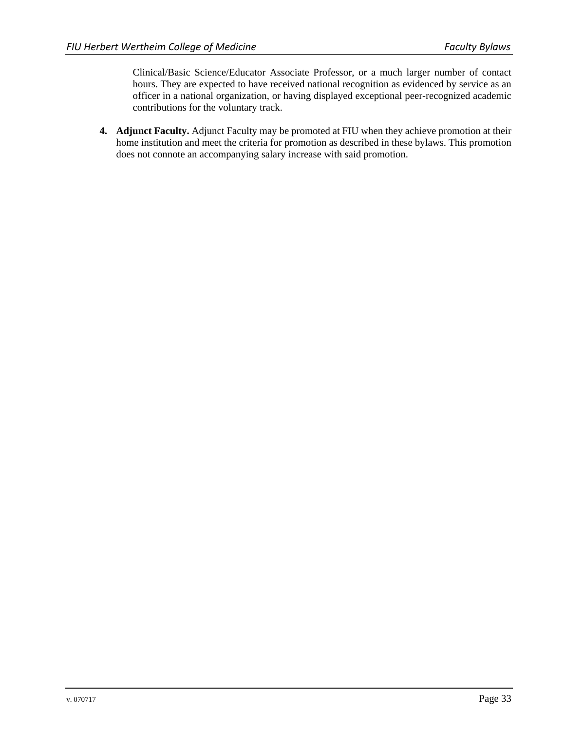Clinical/Basic Science/Educator Associate Professor, or a much larger number of contact hours. They are expected to have received national recognition as evidenced by service as an officer in a national organization, or having displayed exceptional peer-recognized academic contributions for the voluntary track.

4. **Adjunct Faculty.** Adjunct Faculty may be promoted at FIU when they achieve promotion at their home institution and meet the criteria for promotion as described in these bylaws. This promotion does not connote an accompanying salary increase with said promotion.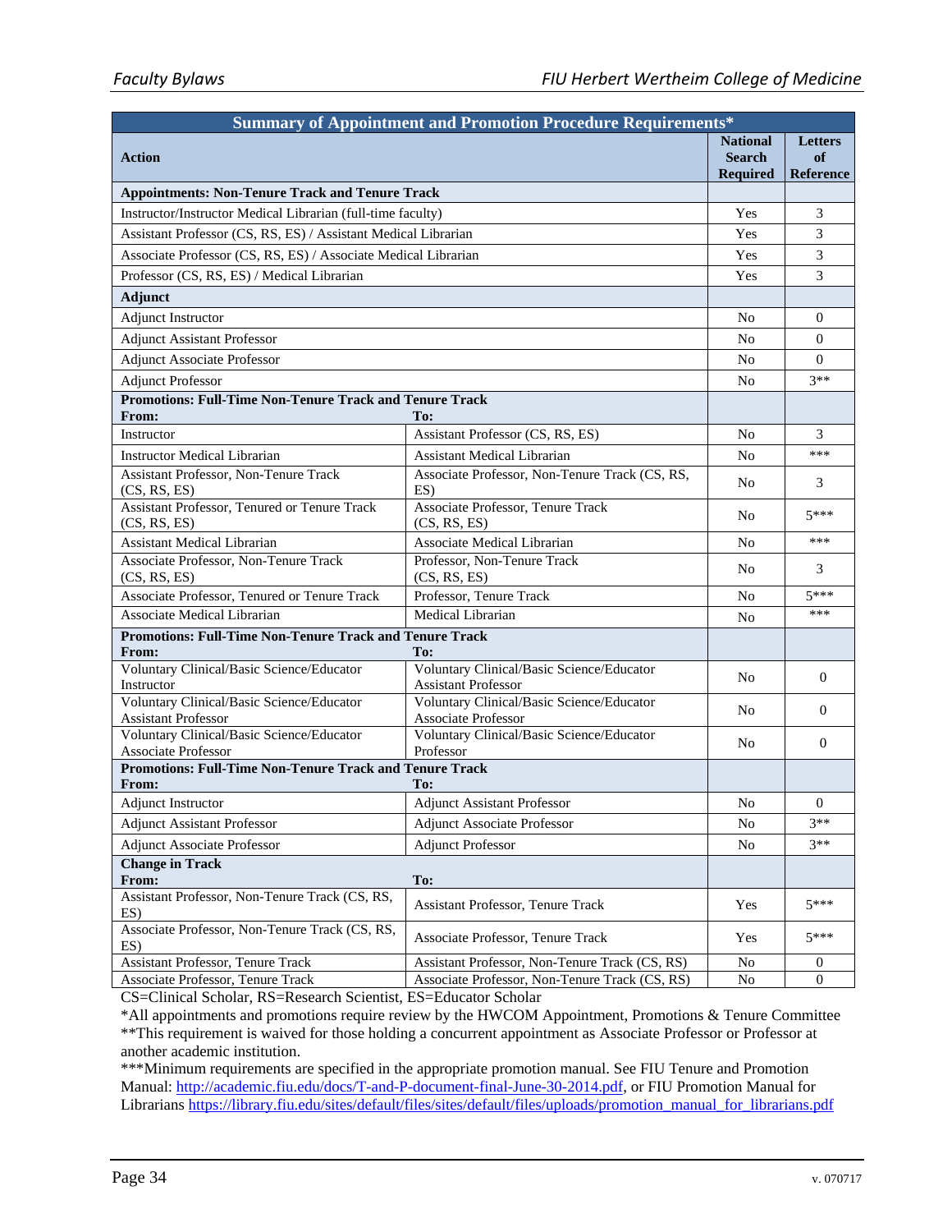| Summary of Appointment and Promotion Procedure Requirements* | | | |
|---|---|---|---|
| **Action** | | **National Search Required** | **Letters of Reference** |
| **Appointments: Non-Tenure Track and Tenure Track** | | | |
| Instructor/Instructor Medical Librarian (full-time faculty) | | Yes | 3 |
| Assistant Professor (CS, RS, ES) / Assistant Medical Librarian | | Yes | 3 |
| Associate Professor (CS, RS, ES) / Associate Medical Librarian | | Yes | 3 |
| Professor (CS, RS, ES) / Medical Librarian | | Yes | 3 |
| **Adjunct** | | | |
| Adjunct Instructor | | No | 0 |
| Adjunct Assistant Professor | | No | 0 |
| Adjunct Associate Professor | | No | 0 |
| Adjunct Professor | | No | 3** |
| **Promotions: Full-Time Non-Tenure Track and Tenure Track** **From:** | **To:** | | |
| Instructor | Assistant Professor (CS, RS, ES) | No | 3 |
| Instructor Medical Librarian | Assistant Medical Librarian | No | *** |
| Assistant Professor, Non-Tenure Track (CS, RS, ES) | Associate Professor, Non-Tenure Track (CS, RS, ES) | No | 3 |
| Assistant Professor, Tenured or Tenure Track (CS, RS, ES) | Associate Professor, Tenure Track (CS, RS, ES) | No | 5*** |
| Assistant Medical Librarian | Associate Medical Librarian | No | *** |
| Associate Professor, Non-Tenure Track (CS, RS, ES) | Professor, Non-Tenure Track (CS, RS, ES) | No | 3 |
| Associate Professor, Tenured or Tenure Track | Professor, Tenure Track | No | 5*** |
| Associate Medical Librarian | Medical Librarian | No | *** |
| **Promotions: Full-Time Non-Tenure Track and Tenure Track** **From:** | **To:** | | |
| Voluntary Clinical/Basic Science/Educator Instructor | Voluntary Clinical/Basic Science/Educator Assistant Professor | No | 0 |
| Voluntary Clinical/Basic Science/Educator Assistant Professor | Voluntary Clinical/Basic Science/Educator Associate Professor | No | 0 |
| Voluntary Clinical/Basic Science/Educator Associate Professor | Voluntary Clinical/Basic Science/Educator Professor | No | 0 |
| **Promotions: Full-Time Non-Tenure Track and Tenure Track** **From:** | **To:** | | |
| Adjunct Instructor | Adjunct Assistant Professor | No | 0 |
| Adjunct Assistant Professor | Adjunct Associate Professor | No | 3** |
| Adjunct Associate Professor | Adjunct Professor | No | 3** |
| **Change in Track** **From:** | **To:** | | |
| Assistant Professor, Non-Tenure Track (CS, RS, ES) | Assistant Professor, Tenure Track | Yes | 5*** |
| Associate Professor, Non-Tenure Track (CS, RS, ES) | Associate Professor, Tenure Track | Yes | 5*** |
| Assistant Professor, Tenure Track | Assistant Professor, Non-Tenure Track (CS, RS) | No | 0 |
| Associate Professor, Tenure Track | Associate Professor, Non-Tenure Track (CS, RS) | No | 0 |

CS=Clinical Scholar, RS=Research Scientist, ES=Educator Scholar

*All appointments and promotions require review by the HWCOM Appointment, Promotions & Tenure Committee

**This requirement is waived for those holding a concurrent appointment as Associate Professor or Professor at another academic institution.

***Minimum requirements are specified in the appropriate promotion manual. See FIU Tenure and Promotion Manual: http://academic.fiu.edu/docs/T-and-P-document-final-June-30-2014.pdf, or FIU Promotion Manual for Librarians https://library.fiu.edu/sites/default/files/sites/default/files/uploads/promotion_manual_for_librarians.pdf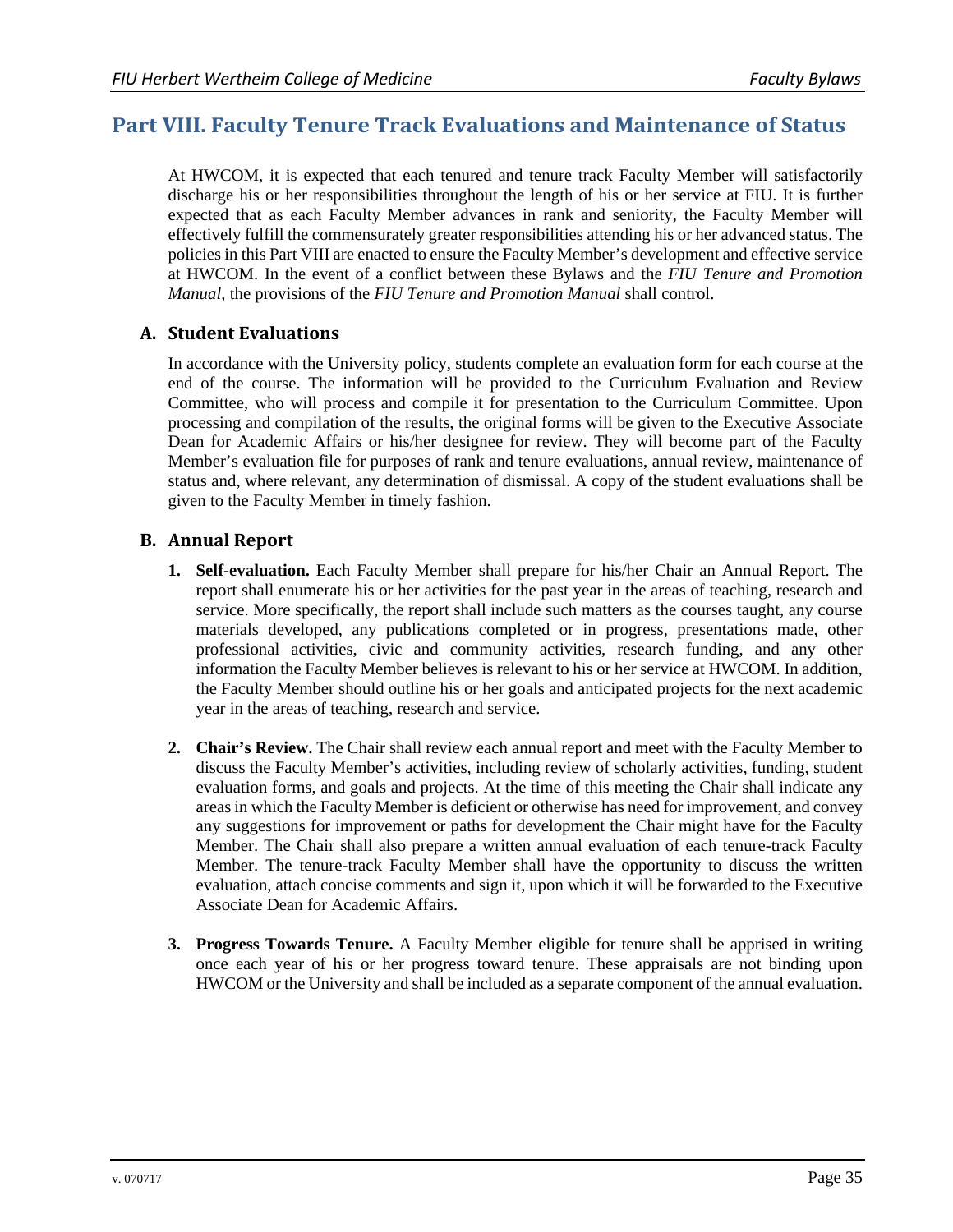## Part VIII. Faculty Tenure Track Evaluations and Maintenance of Status

At HWCOM, it is expected that each tenured and tenure track Faculty Member will satisfactorily discharge his or her responsibilities throughout the length of his or her service at FIU. It is further expected that as each Faculty Member advances in rank and seniority, the Faculty Member will effectively fulfill the commensurately greater responsibilities attending his or her advanced status. The policies in this Part VIII are enacted to ensure the Faculty Member's development and effective service at HWCOM. In the event of a conflict between these Bylaws and the *FIU Tenure and Promotion Manual*, the provisions of the *FIU Tenure and Promotion Manual* shall control.

### A. Student Evaluations

In accordance with the University policy, students complete an evaluation form for each course at the end of the course. The information will be provided to the Curriculum Evaluation and Review Committee, who will process and compile it for presentation to the Curriculum Committee. Upon processing and compilation of the results, the original forms will be given to the Executive Associate Dean for Academic Affairs or his/her designee for review. They will become part of the Faculty Member's evaluation file for purposes of rank and tenure evaluations, annual review, maintenance of status and, where relevant, any determination of dismissal. A copy of the student evaluations shall be given to the Faculty Member in timely fashion.

### B. Annual Report

1. **Self-evaluation.** Each Faculty Member shall prepare for his/her Chair an Annual Report. The report shall enumerate his or her activities for the past year in the areas of teaching, research and service. More specifically, the report shall include such matters as the courses taught, any course materials developed, any publications completed or in progress, presentations made, other professional activities, civic and community activities, research funding, and any other information the Faculty Member believes is relevant to his or her service at HWCOM. In addition, the Faculty Member should outline his or her goals and anticipated projects for the next academic year in the areas of teaching, research and service.

2. **Chair's Review.** The Chair shall review each annual report and meet with the Faculty Member to discuss the Faculty Member's activities, including review of scholarly activities, funding, student evaluation forms, and goals and projects. At the time of this meeting the Chair shall indicate any areas in which the Faculty Member is deficient or otherwise has need for improvement, and convey any suggestions for improvement or paths for development the Chair might have for the Faculty Member. The Chair shall also prepare a written annual evaluation of each tenure-track Faculty Member. The tenure-track Faculty Member shall have the opportunity to discuss the written evaluation, attach concise comments and sign it, upon which it will be forwarded to the Executive Associate Dean for Academic Affairs.

3. **Progress Towards Tenure.** A Faculty Member eligible for tenure shall be apprised in writing once each year of his or her progress toward tenure. These appraisals are not binding upon HWCOM or the University and shall be included as a separate component of the annual evaluation.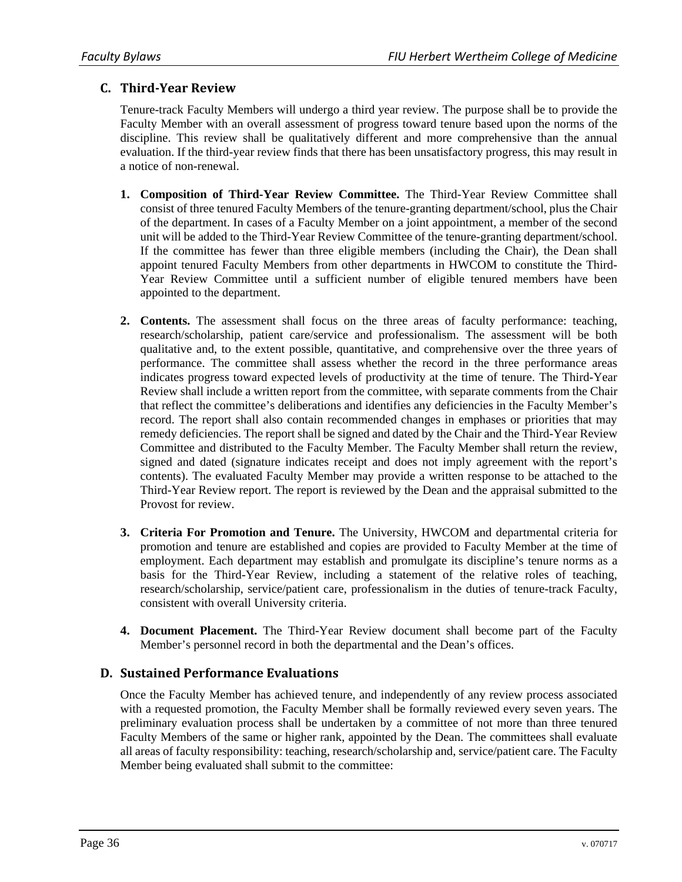## C. Third-Year Review

Tenure-track Faculty Members will undergo a third year review. The purpose shall be to provide the Faculty Member with an overall assessment of progress toward tenure based upon the norms of the discipline. This review shall be qualitatively different and more comprehensive than the annual evaluation. If the third-year review finds that there has been unsatisfactory progress, this may result in a notice of non-renewal.

1. **Composition of Third-Year Review Committee.** The Third-Year Review Committee shall consist of three tenured Faculty Members of the tenure-granting department/school, plus the Chair of the department. In cases of a Faculty Member on a joint appointment, a member of the second unit will be added to the Third-Year Review Committee of the tenure-granting department/school. If the committee has fewer than three eligible members (including the Chair), the Dean shall appoint tenured Faculty Members from other departments in HWCOM to constitute the Third-Year Review Committee until a sufficient number of eligible tenured members have been appointed to the department.

2. **Contents.** The assessment shall focus on the three areas of faculty performance: teaching, research/scholarship, patient care/service and professionalism. The assessment will be both qualitative and, to the extent possible, quantitative, and comprehensive over the three years of performance. The committee shall assess whether the record in the three performance areas indicates progress toward expected levels of productivity at the time of tenure. The Third-Year Review shall include a written report from the committee, with separate comments from the Chair that reflect the committee's deliberations and identifies any deficiencies in the Faculty Member's record. The report shall also contain recommended changes in emphases or priorities that may remedy deficiencies. The report shall be signed and dated by the Chair and the Third-Year Review Committee and distributed to the Faculty Member. The Faculty Member shall return the review, signed and dated (signature indicates receipt and does not imply agreement with the report's contents). The evaluated Faculty Member may provide a written response to be attached to the Third-Year Review report. The report is reviewed by the Dean and the appraisal submitted to the Provost for review.

3. **Criteria For Promotion and Tenure.** The University, HWCOM and departmental criteria for promotion and tenure are established and copies are provided to Faculty Member at the time of employment. Each department may establish and promulgate its discipline's tenure norms as a basis for the Third-Year Review, including a statement of the relative roles of teaching, research/scholarship, service/patient care, professionalism in the duties of tenure-track Faculty, consistent with overall University criteria.

4. **Document Placement.** The Third-Year Review document shall become part of the Faculty Member's personnel record in both the departmental and the Dean's offices.

## D. Sustained Performance Evaluations

Once the Faculty Member has achieved tenure, and independently of any review process associated with a requested promotion, the Faculty Member shall be formally reviewed every seven years. The preliminary evaluation process shall be undertaken by a committee of not more than three tenured Faculty Members of the same or higher rank, appointed by the Dean. The committees shall evaluate all areas of faculty responsibility: teaching, research/scholarship and, service/patient care. The Faculty Member being evaluated shall submit to the committee: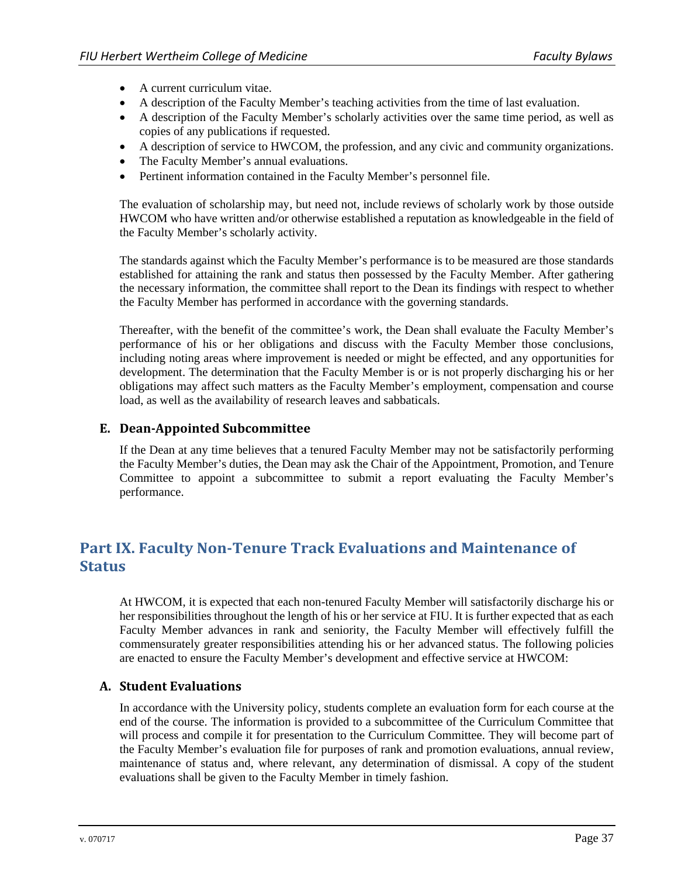- A current curriculum vitae.
- A description of the Faculty Member's teaching activities from the time of last evaluation.
- A description of the Faculty Member's scholarly activities over the same time period, as well as copies of any publications if requested.
- A description of service to HWCOM, the profession, and any civic and community organizations.
- The Faculty Member's annual evaluations.
- Pertinent information contained in the Faculty Member's personnel file.

The evaluation of scholarship may, but need not, include reviews of scholarly work by those outside HWCOM who have written and/or otherwise established a reputation as knowledgeable in the field of the Faculty Member's scholarly activity.

The standards against which the Faculty Member's performance is to be measured are those standards established for attaining the rank and status then possessed by the Faculty Member. After gathering the necessary information, the committee shall report to the Dean its findings with respect to whether the Faculty Member has performed in accordance with the governing standards.

Thereafter, with the benefit of the committee's work, the Dean shall evaluate the Faculty Member's performance of his or her obligations and discuss with the Faculty Member those conclusions, including noting areas where improvement is needed or might be effected, and any opportunities for development. The determination that the Faculty Member is or is not properly discharging his or her obligations may affect such matters as the Faculty Member's employment, compensation and course load, as well as the availability of research leaves and sabbaticals.

### E. Dean-Appointed Subcommittee

If the Dean at any time believes that a tenured Faculty Member may not be satisfactorily performing the Faculty Member's duties, the Dean may ask the Chair of the Appointment, Promotion, and Tenure Committee to appoint a subcommittee to submit a report evaluating the Faculty Member's performance.

## Part IX. Faculty Non-Tenure Track Evaluations and Maintenance of Status

At HWCOM, it is expected that each non-tenured Faculty Member will satisfactorily discharge his or her responsibilities throughout the length of his or her service at FIU. It is further expected that as each Faculty Member advances in rank and seniority, the Faculty Member will effectively fulfill the commensurately greater responsibilities attending his or her advanced status. The following policies are enacted to ensure the Faculty Member's development and effective service at HWCOM:

### A. Student Evaluations

In accordance with the University policy, students complete an evaluation form for each course at the end of the course. The information is provided to a subcommittee of the Curriculum Committee that will process and compile it for presentation to the Curriculum Committee. They will become part of the Faculty Member's evaluation file for purposes of rank and promotion evaluations, annual review, maintenance of status and, where relevant, any determination of dismissal. A copy of the student evaluations shall be given to the Faculty Member in timely fashion.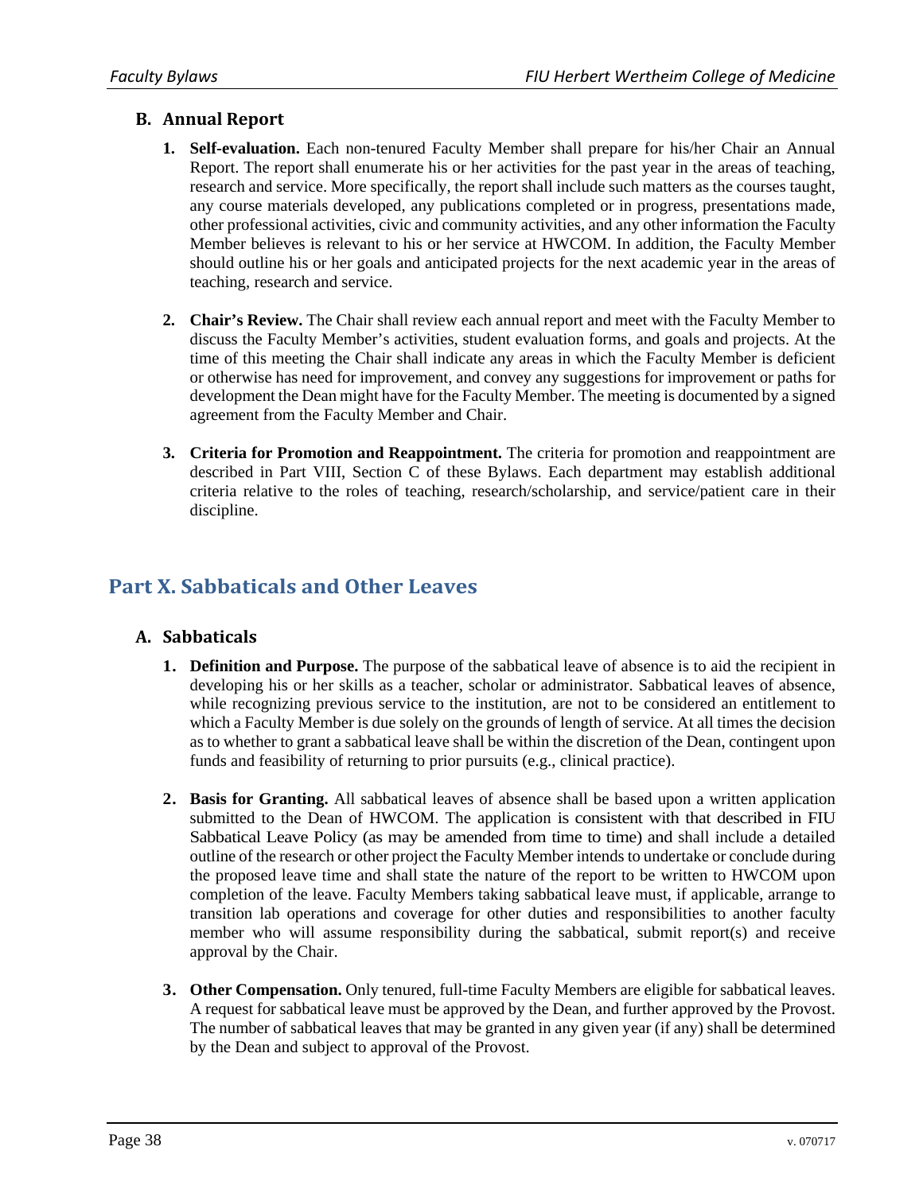### B. Annual Report

1. **Self-evaluation.** Each non-tenured Faculty Member shall prepare for his/her Chair an Annual Report. The report shall enumerate his or her activities for the past year in the areas of teaching, research and service. More specifically, the report shall include such matters as the courses taught, any course materials developed, any publications completed or in progress, presentations made, other professional activities, civic and community activities, and any other information the Faculty Member believes is relevant to his or her service at HWCOM. In addition, the Faculty Member should outline his or her goals and anticipated projects for the next academic year in the areas of teaching, research and service.

2. **Chair's Review.** The Chair shall review each annual report and meet with the Faculty Member to discuss the Faculty Member's activities, student evaluation forms, and goals and projects. At the time of this meeting the Chair shall indicate any areas in which the Faculty Member is deficient or otherwise has need for improvement, and convey any suggestions for improvement or paths for development the Dean might have for the Faculty Member. The meeting is documented by a signed agreement from the Faculty Member and Chair.

3. **Criteria for Promotion and Reappointment.** The criteria for promotion and reappointment are described in Part VIII, Section C of these Bylaws. Each department may establish additional criteria relative to the roles of teaching, research/scholarship, and service/patient care in their discipline.

## Part X. Sabbaticals and Other Leaves

### A. Sabbaticals

1. **Definition and Purpose.** The purpose of the sabbatical leave of absence is to aid the recipient in developing his or her skills as a teacher, scholar or administrator. Sabbatical leaves of absence, while recognizing previous service to the institution, are not to be considered an entitlement to which a Faculty Member is due solely on the grounds of length of service. At all times the decision as to whether to grant a sabbatical leave shall be within the discretion of the Dean, contingent upon funds and feasibility of returning to prior pursuits (e.g., clinical practice).

2. **Basis for Granting.** All sabbatical leaves of absence shall be based upon a written application submitted to the Dean of HWCOM. The application is consistent with that described in FIU Sabbatical Leave Policy (as may be amended from time to time) and shall include a detailed outline of the research or other project the Faculty Member intends to undertake or conclude during the proposed leave time and shall state the nature of the report to be written to HWCOM upon completion of the leave. Faculty Members taking sabbatical leave must, if applicable, arrange to transition lab operations and coverage for other duties and responsibilities to another faculty member who will assume responsibility during the sabbatical, submit report(s) and receive approval by the Chair.

3. **Other Compensation.** Only tenured, full-time Faculty Members are eligible for sabbatical leaves. A request for sabbatical leave must be approved by the Dean, and further approved by the Provost. The number of sabbatical leaves that may be granted in any given year (if any) shall be determined by the Dean and subject to approval of the Provost.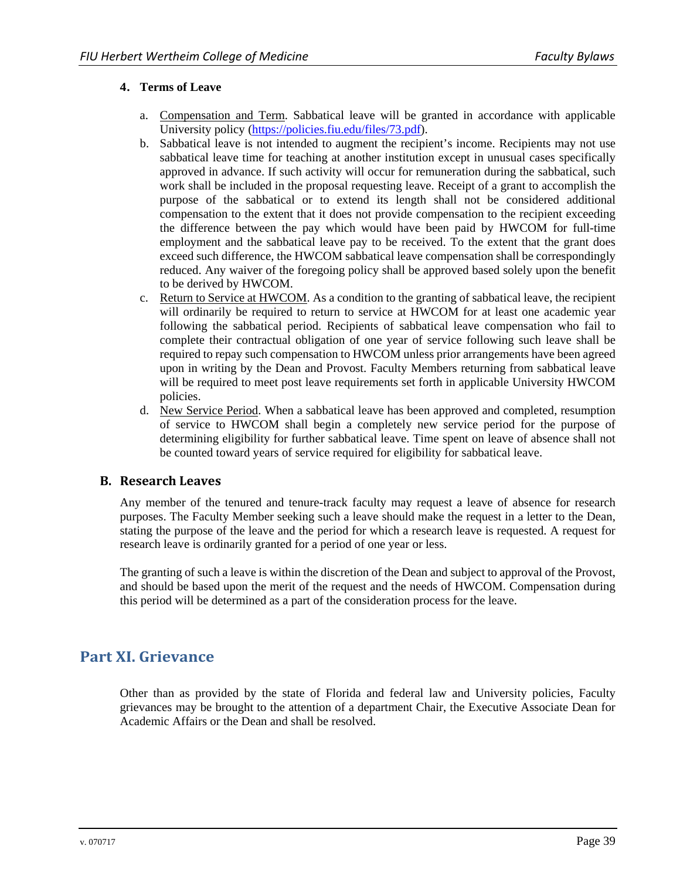#### 4. Terms of Leave

a. Compensation and Term. Sabbatical leave will be granted in accordance with applicable University policy (https://policies.fiu.edu/files/73.pdf).

b. Sabbatical leave is not intended to augment the recipient's income. Recipients may not use sabbatical leave time for teaching at another institution except in unusual cases specifically approved in advance. If such activity will occur for remuneration during the sabbatical, such work shall be included in the proposal requesting leave. Receipt of a grant to accomplish the purpose of the sabbatical or to extend its length shall not be considered additional compensation to the extent that it does not provide compensation to the recipient exceeding the difference between the pay which would have been paid by HWCOM for full-time employment and the sabbatical leave pay to be received. To the extent that the grant does exceed such difference, the HWCOM sabbatical leave compensation shall be correspondingly reduced. Any waiver of the foregoing policy shall be approved based solely upon the benefit to be derived by HWCOM.

c. Return to Service at HWCOM. As a condition to the granting of sabbatical leave, the recipient will ordinarily be required to return to service at HWCOM for at least one academic year following the sabbatical period. Recipients of sabbatical leave compensation who fail to complete their contractual obligation of one year of service following such leave shall be required to repay such compensation to HWCOM unless prior arrangements have been agreed upon in writing by the Dean and Provost. Faculty Members returning from sabbatical leave will be required to meet post leave requirements set forth in applicable University HWCOM policies.

d. New Service Period. When a sabbatical leave has been approved and completed, resumption of service to HWCOM shall begin a completely new service period for the purpose of determining eligibility for further sabbatical leave. Time spent on leave of absence shall not be counted toward years of service required for eligibility for sabbatical leave.

### B. Research Leaves

Any member of the tenured and tenure-track faculty may request a leave of absence for research purposes. The Faculty Member seeking such a leave should make the request in a letter to the Dean, stating the purpose of the leave and the period for which a research leave is requested. A request for research leave is ordinarily granted for a period of one year or less.

The granting of such a leave is within the discretion of the Dean and subject to approval of the Provost, and should be based upon the merit of the request and the needs of HWCOM. Compensation during this period will be determined as a part of the consideration process for the leave.

## Part XI. Grievance

Other than as provided by the state of Florida and federal law and University policies, Faculty grievances may be brought to the attention of a department Chair, the Executive Associate Dean for Academic Affairs or the Dean and shall be resolved.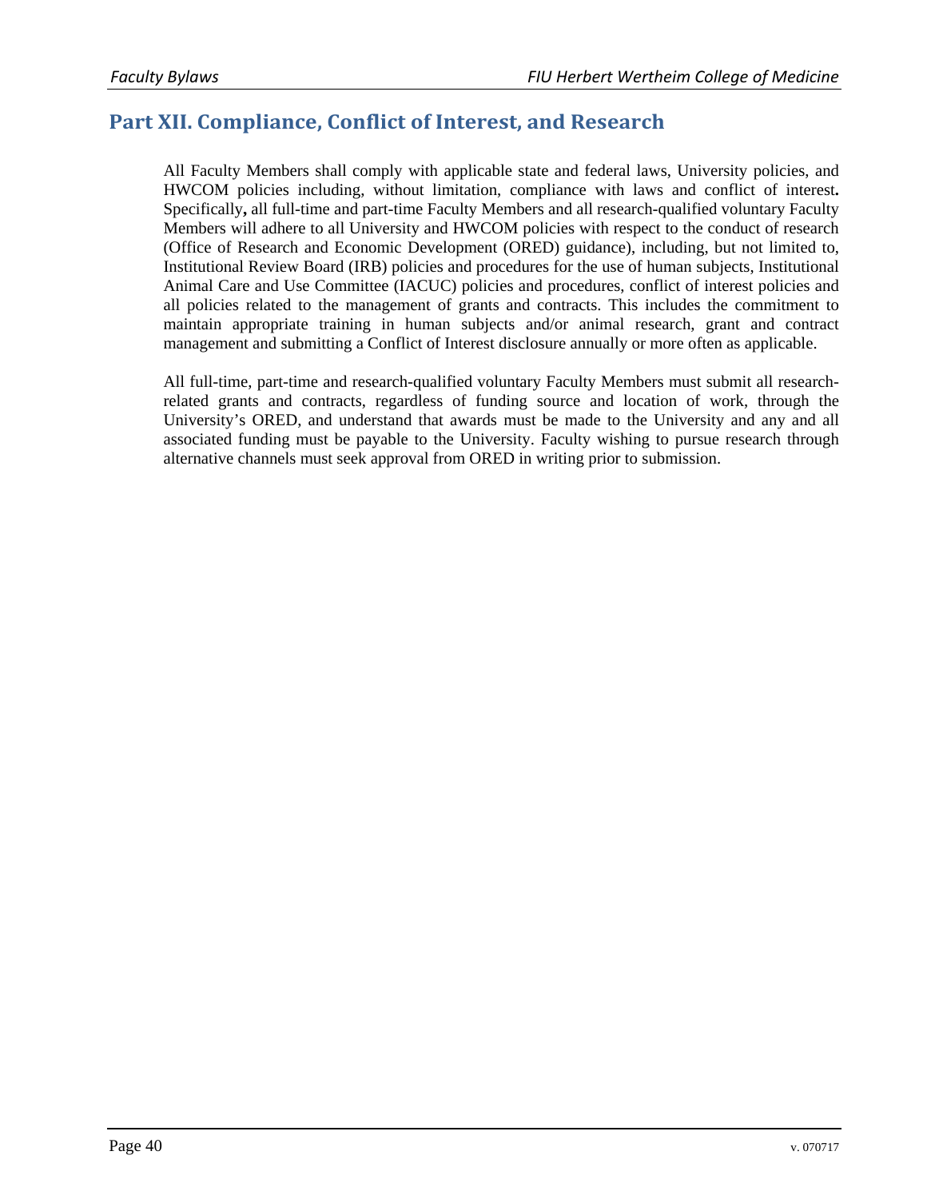## Part XII. Compliance, Conflict of Interest, and Research

All Faculty Members shall comply with applicable state and federal laws, University policies, and HWCOM policies including, without limitation, compliance with laws and conflict of interest**.** Specifically**,** all full-time and part-time Faculty Members and all research-qualified voluntary Faculty Members will adhere to all University and HWCOM policies with respect to the conduct of research (Office of Research and Economic Development (ORED) guidance), including, but not limited to, Institutional Review Board (IRB) policies and procedures for the use of human subjects, Institutional Animal Care and Use Committee (IACUC) policies and procedures, conflict of interest policies and all policies related to the management of grants and contracts. This includes the commitment to maintain appropriate training in human subjects and/or animal research, grant and contract management and submitting a Conflict of Interest disclosure annually or more often as applicable.

All full-time, part-time and research-qualified voluntary Faculty Members must submit all research-related grants and contracts, regardless of funding source and location of work, through the University's ORED, and understand that awards must be made to the University and any and all associated funding must be payable to the University. Faculty wishing to pursue research through alternative channels must seek approval from ORED in writing prior to submission.